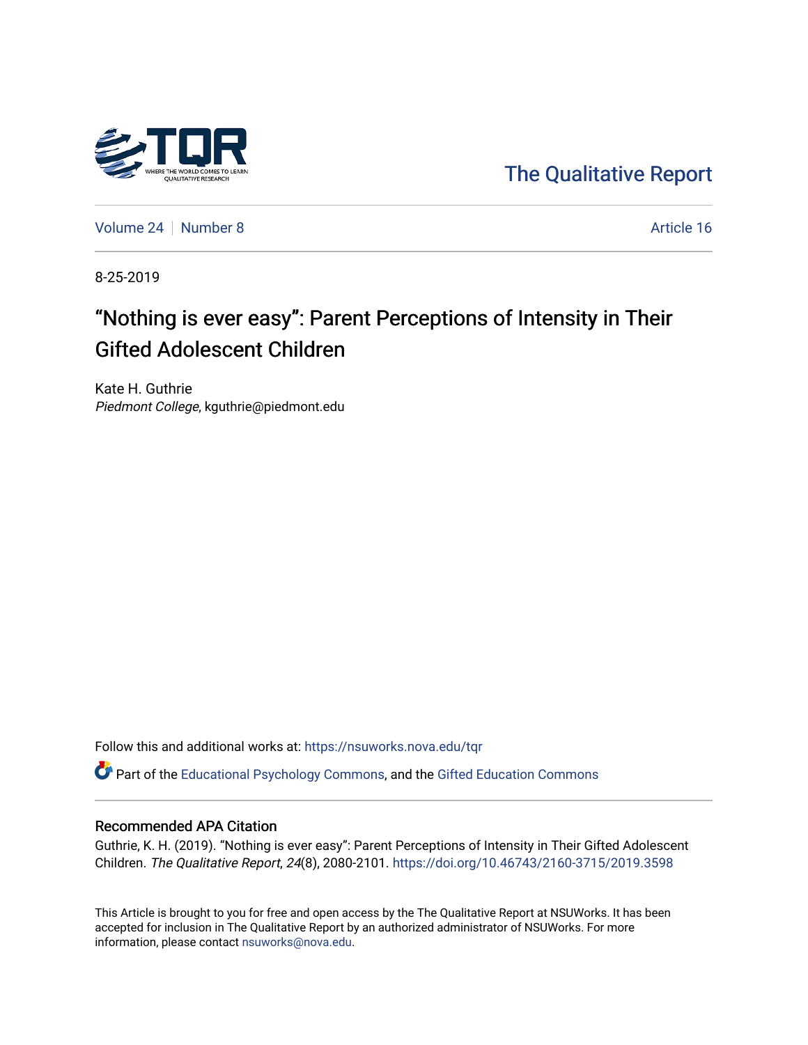The Qualitative Report

Volume 24 | Number 8 | Article 16

8-25-2019

# "Nothing is ever easy": Parent Perceptions of Intensity in Their Gifted Adolescent Children

Kate H. Guthrie
*Piedmont College*, kguthrie@piedmont.edu

Follow this and additional works at: https://nsuworks.nova.edu/tqr

Part of the Educational Psychology Commons, and the Gifted Education Commons

## Recommended APA Citation

Guthrie, K. H. (2019). "Nothing is ever easy": Parent Perceptions of Intensity in Their Gifted Adolescent Children. *The Qualitative Report*, *24*(8), 2080-2101. https://doi.org/10.46743/2160-3715/2019.3598

This Article is brought to you for free and open access by the The Qualitative Report at NSUWorks. It has been accepted for inclusion in The Qualitative Report by an authorized administrator of NSUWorks. For more information, please contact nsuworks@nova.edu.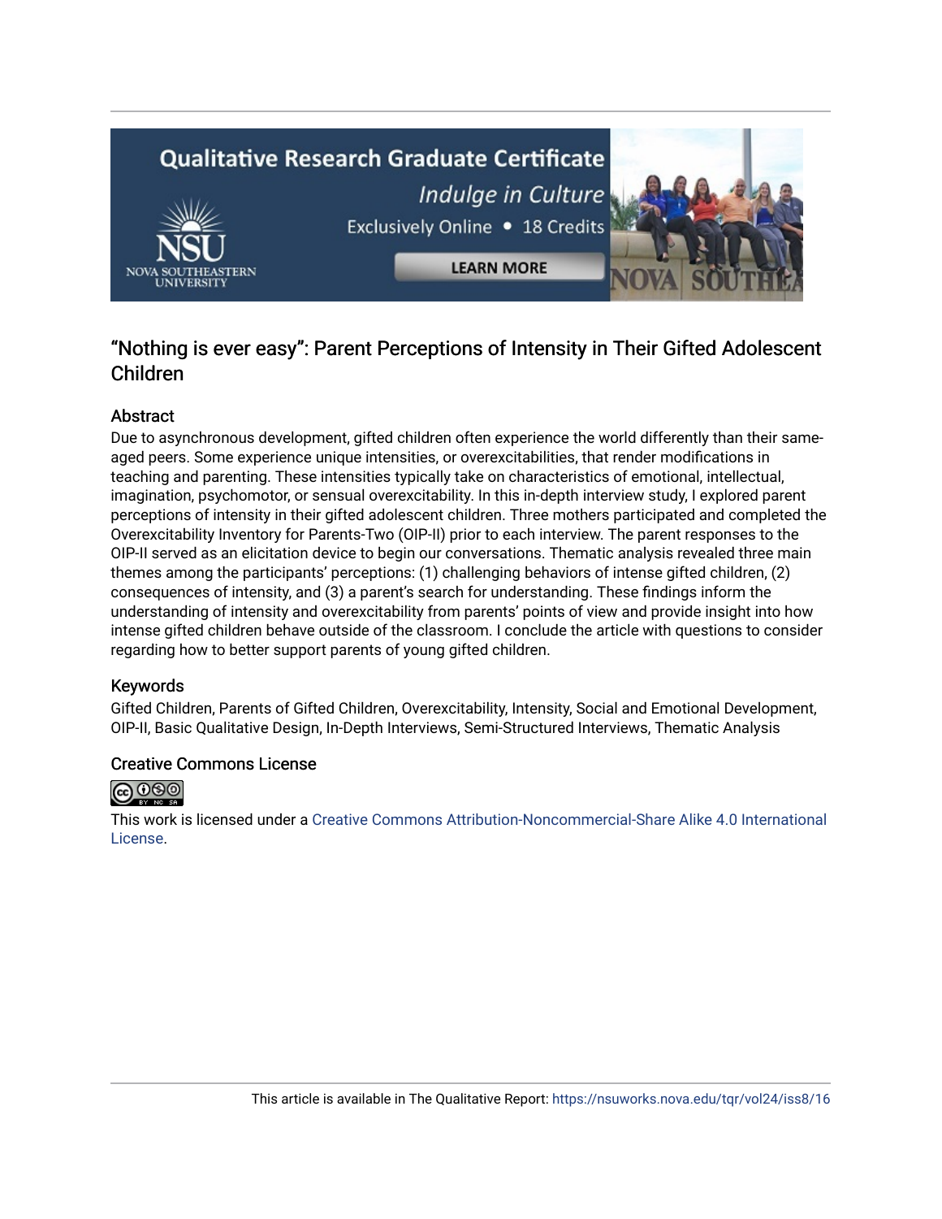## "Nothing is ever easy": Parent Perceptions of Intensity in Their Gifted Adolescent Children

### Abstract

Due to asynchronous development, gifted children often experience the world differently than their same-aged peers. Some experience unique intensities, or overexcitabilities, that render modifications in teaching and parenting. These intensities typically take on characteristics of emotional, intellectual, imagination, psychomotor, or sensual overexcitability. In this in-depth interview study, I explored parent perceptions of intensity in their gifted adolescent children. Three mothers participated and completed the Overexcitability Inventory for Parents-Two (OIP-II) prior to each interview. The parent responses to the OIP-II served as an elicitation device to begin our conversations. Thematic analysis revealed three main themes among the participants' perceptions: (1) challenging behaviors of intense gifted children, (2) consequences of intensity, and (3) a parent's search for understanding. These findings inform the understanding of intensity and overexcitability from parents' points of view and provide insight into how intense gifted children behave outside of the classroom. I conclude the article with questions to consider regarding how to better support parents of young gifted children.

### Keywords

Gifted Children, Parents of Gifted Children, Overexcitability, Intensity, Social and Emotional Development, OIP-II, Basic Qualitative Design, In-Depth Interviews, Semi-Structured Interviews, Thematic Analysis

### Creative Commons License

This work is licensed under a Creative Commons Attribution-Noncommercial-Share Alike 4.0 International License.

This article is available in The Qualitative Report: https://nsuworks.nova.edu/tqr/vol24/iss8/16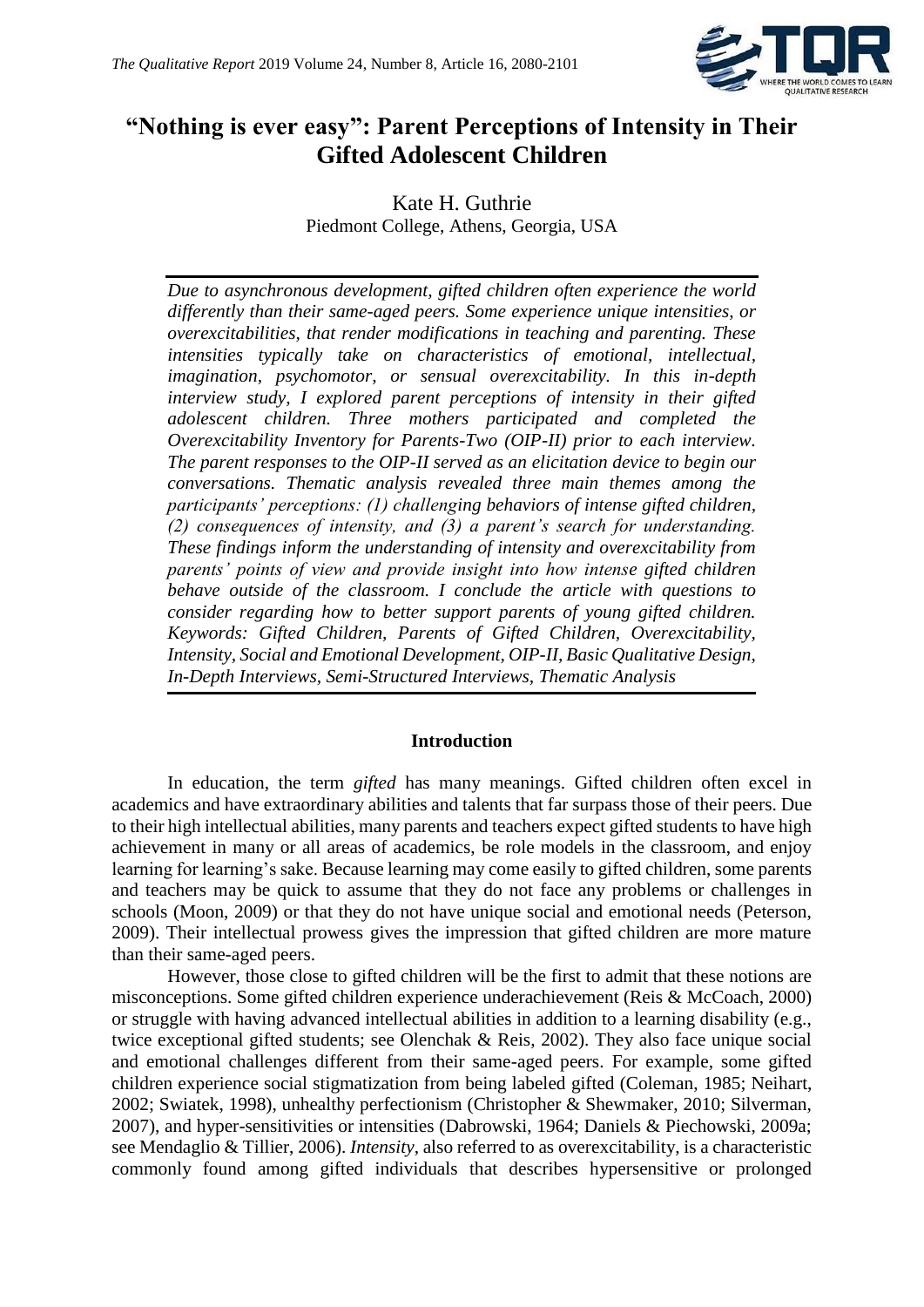# "Nothing is ever easy": Parent Perceptions of Intensity in Their Gifted Adolescent Children

Kate H. Guthrie
Piedmont College, Athens, Georgia, USA

*Due to asynchronous development, gifted children often experience the world differently than their same-aged peers. Some experience unique intensities, or overexcitabilities, that render modifications in teaching and parenting. These intensities typically take on characteristics of emotional, intellectual, imagination, psychomotor, or sensual overexcitability. In this in-depth interview study, I explored parent perceptions of intensity in their gifted adolescent children. Three mothers participated and completed the Overexcitability Inventory for Parents-Two (OIP-II) prior to each interview. The parent responses to the OIP-II served as an elicitation device to begin our conversations. Thematic analysis revealed three main themes among the participants' perceptions: (1) challenging behaviors of intense gifted children, (2) consequences of intensity, and (3) a parent's search for understanding. These findings inform the understanding of intensity and overexcitability from parents' points of view and provide insight into how intense gifted children behave outside of the classroom. I conclude the article with questions to consider regarding how to better support parents of young gifted children. Keywords: Gifted Children, Parents of Gifted Children, Overexcitability, Intensity, Social and Emotional Development, OIP-II, Basic Qualitative Design, In-Depth Interviews, Semi-Structured Interviews, Thematic Analysis*

## Introduction

In education, the term *gifted* has many meanings. Gifted children often excel in academics and have extraordinary abilities and talents that far surpass those of their peers. Due to their high intellectual abilities, many parents and teachers expect gifted students to have high achievement in many or all areas of academics, be role models in the classroom, and enjoy learning for learning's sake. Because learning may come easily to gifted children, some parents and teachers may be quick to assume that they do not face any problems or challenges in schools (Moon, 2009) or that they do not have unique social and emotional needs (Peterson, 2009). Their intellectual prowess gives the impression that gifted children are more mature than their same-aged peers.

However, those close to gifted children will be the first to admit that these notions are misconceptions. Some gifted children experience underachievement (Reis & McCoach, 2000) or struggle with having advanced intellectual abilities in addition to a learning disability (e.g., twice exceptional gifted students; see Olenchak & Reis, 2002). They also face unique social and emotional challenges different from their same-aged peers. For example, some gifted children experience social stigmatization from being labeled gifted (Coleman, 1985; Neihart, 2002; Swiatek, 1998), unhealthy perfectionism (Christopher & Shewmaker, 2010; Silverman, 2007), and hyper-sensitivities or intensities (Dabrowski, 1964; Daniels & Piechowski, 2009a; see Mendaglio & Tillier, 2006). *Intensity*, also referred to as overexcitability, is a characteristic commonly found among gifted individuals that describes hypersensitive or prolonged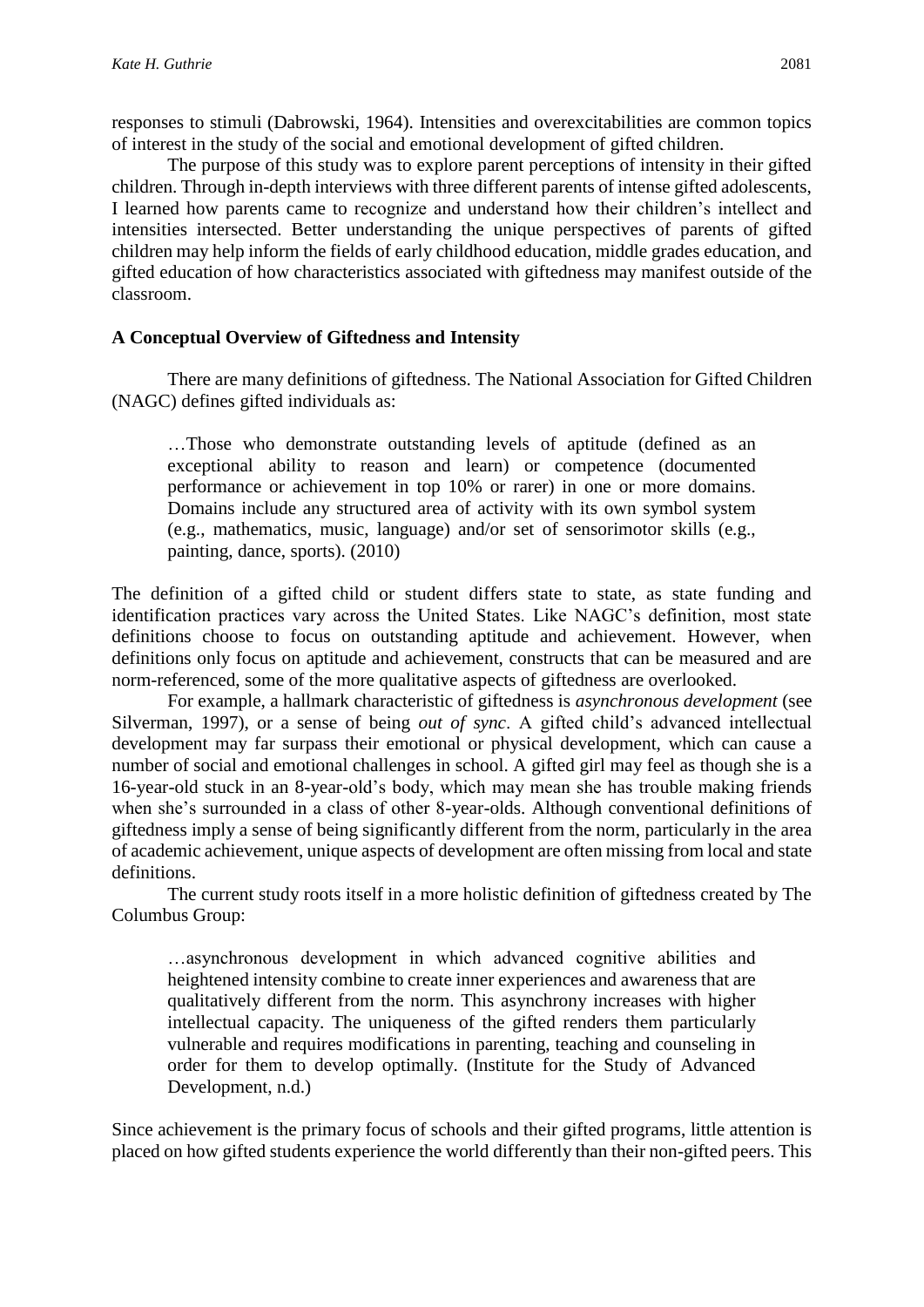responses to stimuli (Dabrowski, 1964). Intensities and overexcitabilities are common topics of interest in the study of the social and emotional development of gifted children.

The purpose of this study was to explore parent perceptions of intensity in their gifted children. Through in-depth interviews with three different parents of intense gifted adolescents, I learned how parents came to recognize and understand how their children's intellect and intensities intersected. Better understanding the unique perspectives of parents of gifted children may help inform the fields of early childhood education, middle grades education, and gifted education of how characteristics associated with giftedness may manifest outside of the classroom.

## A Conceptual Overview of Giftedness and Intensity

There are many definitions of giftedness. The National Association for Gifted Children (NAGC) defines gifted individuals as:

> …Those who demonstrate outstanding levels of aptitude (defined as an exceptional ability to reason and learn) or competence (documented performance or achievement in top 10% or rarer) in one or more domains. Domains include any structured area of activity with its own symbol system (e.g., mathematics, music, language) and/or set of sensorimotor skills (e.g., painting, dance, sports). (2010)

The definition of a gifted child or student differs state to state, as state funding and identification practices vary across the United States. Like NAGC's definition, most state definitions choose to focus on outstanding aptitude and achievement. However, when definitions only focus on aptitude and achievement, constructs that can be measured and are norm-referenced, some of the more qualitative aspects of giftedness are overlooked.

For example, a hallmark characteristic of giftedness is *asynchronous development* (see Silverman, 1997), or a sense of being *out of sync*. A gifted child's advanced intellectual development may far surpass their emotional or physical development, which can cause a number of social and emotional challenges in school. A gifted girl may feel as though she is a 16-year-old stuck in an 8-year-old's body, which may mean she has trouble making friends when she's surrounded in a class of other 8-year-olds. Although conventional definitions of giftedness imply a sense of being significantly different from the norm, particularly in the area of academic achievement, unique aspects of development are often missing from local and state definitions.

The current study roots itself in a more holistic definition of giftedness created by The Columbus Group:

> …asynchronous development in which advanced cognitive abilities and heightened intensity combine to create inner experiences and awareness that are qualitatively different from the norm. This asynchrony increases with higher intellectual capacity. The uniqueness of the gifted renders them particularly vulnerable and requires modifications in parenting, teaching and counseling in order for them to develop optimally. (Institute for the Study of Advanced Development, n.d.)

Since achievement is the primary focus of schools and their gifted programs, little attention is placed on how gifted students experience the world differently than their non-gifted peers. This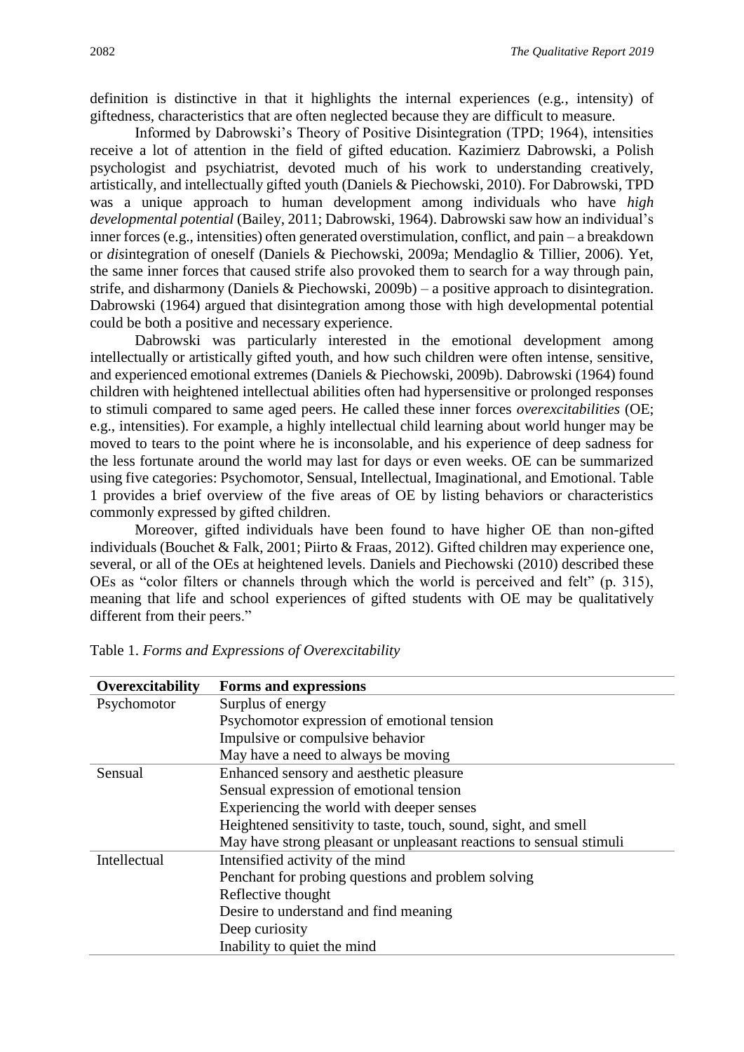definition is distinctive in that it highlights the internal experiences (e.g., intensity) of giftedness, characteristics that are often neglected because they are difficult to measure.

Informed by Dabrowski's Theory of Positive Disintegration (TPD; 1964), intensities receive a lot of attention in the field of gifted education. Kazimierz Dabrowski, a Polish psychologist and psychiatrist, devoted much of his work to understanding creatively, artistically, and intellectually gifted youth (Daniels & Piechowski, 2010). For Dabrowski, TPD was a unique approach to human development among individuals who have *high developmental potential* (Bailey, 2011; Dabrowski, 1964). Dabrowski saw how an individual's inner forces (e.g., intensities) often generated overstimulation, conflict, and pain – a breakdown or *dis*integration of oneself (Daniels & Piechowski, 2009a; Mendaglio & Tillier, 2006). Yet, the same inner forces that caused strife also provoked them to search for a way through pain, strife, and disharmony (Daniels & Piechowski, 2009b) – a positive approach to disintegration. Dabrowski (1964) argued that disintegration among those with high developmental potential could be both a positive and necessary experience.

Dabrowski was particularly interested in the emotional development among intellectually or artistically gifted youth, and how such children were often intense, sensitive, and experienced emotional extremes (Daniels & Piechowski, 2009b). Dabrowski (1964) found children with heightened intellectual abilities often had hypersensitive or prolonged responses to stimuli compared to same aged peers. He called these inner forces *overexcitabilities* (OE; e.g., intensities). For example, a highly intellectual child learning about world hunger may be moved to tears to the point where he is inconsolable, and his experience of deep sadness for the less fortunate around the world may last for days or even weeks. OE can be summarized using five categories: Psychomotor, Sensual, Intellectual, Imaginational, and Emotional. Table 1 provides a brief overview of the five areas of OE by listing behaviors or characteristics commonly expressed by gifted children.

Moreover, gifted individuals have been found to have higher OE than non-gifted individuals (Bouchet & Falk, 2001; Piirto & Fraas, 2012). Gifted children may experience one, several, or all of the OEs at heightened levels. Daniels and Piechowski (2010) described these OEs as "color filters or channels through which the world is perceived and felt" (p. 315), meaning that life and school experiences of gifted students with OE may be qualitatively different from their peers."

Table 1. *Forms and Expressions of Overexcitability*

| Overexcitability | Forms and expressions |
|---|---|
| Psychomotor | Surplus of energy |
| | Psychomotor expression of emotional tension |
| | Impulsive or compulsive behavior |
| | May have a need to always be moving |
| Sensual | Enhanced sensory and aesthetic pleasure |
| | Sensual expression of emotional tension |
| | Experiencing the world with deeper senses |
| | Heightened sensitivity to taste, touch, sound, sight, and smell |
| | May have strong pleasant or unpleasant reactions to sensual stimuli |
| Intellectual | Intensified activity of the mind |
| | Penchant for probing questions and problem solving |
| | Reflective thought |
| | Desire to understand and find meaning |
| | Deep curiosity |
| | Inability to quiet the mind |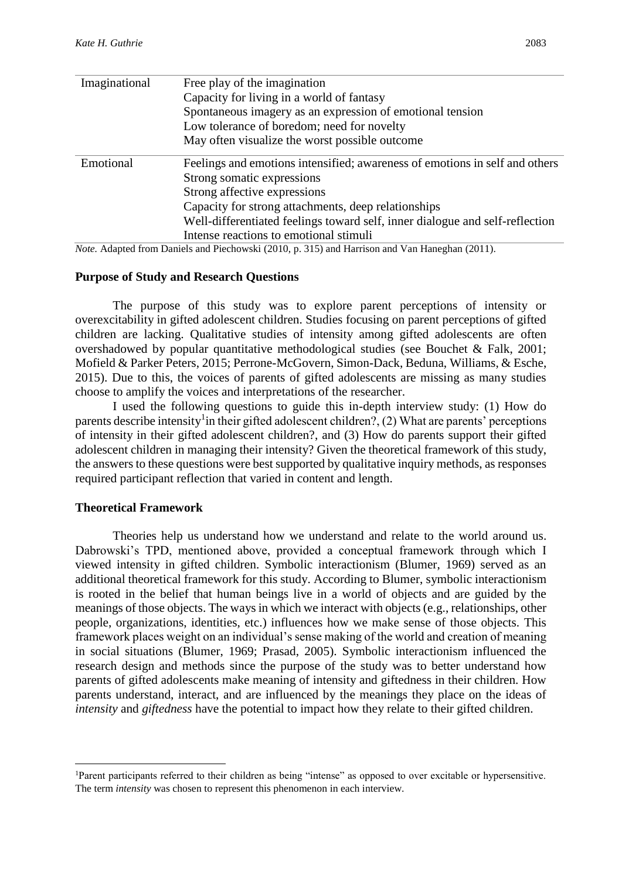| | |
|---|---|
| Imaginational | Free play of the imagination<br>Capacity for living in a world of fantasy<br>Spontaneous imagery as an expression of emotional tension<br>Low tolerance of boredom; need for novelty<br>May often visualize the worst possible outcome |
| Emotional | Feelings and emotions intensified; awareness of emotions in self and others<br>Strong somatic expressions<br>Strong affective expressions<br>Capacity for strong attachments, deep relationships<br>Well-differentiated feelings toward self, inner dialogue and self-reflection<br>Intense reactions to emotional stimuli |

*Note.* Adapted from Daniels and Piechowski (2010, p. 315) and Harrison and Van Haneghan (2011).

## Purpose of Study and Research Questions

The purpose of this study was to explore parent perceptions of intensity or overexcitability in gifted adolescent children. Studies focusing on parent perceptions of gifted children are lacking. Qualitative studies of intensity among gifted adolescents are often overshadowed by popular quantitative methodological studies (see Bouchet & Falk, 2001; Mofield & Parker Peters, 2015; Perrone-McGovern, Simon-Dack, Beduna, Williams, & Esche, 2015). Due to this, the voices of parents of gifted adolescents are missing as many studies choose to amplify the voices and interpretations of the researcher.

I used the following questions to guide this in-depth interview study: (1) How do parents describe intensity[1] in their gifted adolescent children?, (2) What are parents' perceptions of intensity in their gifted adolescent children?, and (3) How do parents support their gifted adolescent children in managing their intensity? Given the theoretical framework of this study, the answers to these questions were best supported by qualitative inquiry methods, as responses required participant reflection that varied in content and length.

## Theoretical Framework

Theories help us understand how we understand and relate to the world around us. Dabrowski's TPD, mentioned above, provided a conceptual framework through which I viewed intensity in gifted children. Symbolic interactionism (Blumer, 1969) served as an additional theoretical framework for this study. According to Blumer, symbolic interactionism is rooted in the belief that human beings live in a world of objects and are guided by the meanings of those objects. The ways in which we interact with objects (e.g., relationships, other people, organizations, identities, etc.) influences how we make sense of those objects. This framework places weight on an individual's sense making of the world and creation of meaning in social situations (Blumer, 1969; Prasad, 2005). Symbolic interactionism influenced the research design and methods since the purpose of the study was to better understand how parents of gifted adolescents make meaning of intensity and giftedness in their children. How parents understand, interact, and are influenced by the meanings they place on the ideas of *intensity* and *giftedness* have the potential to impact how they relate to their gifted children.

[1]Parent participants referred to their children as being "intense" as opposed to over excitable or hypersensitive. The term *intensity* was chosen to represent this phenomenon in each interview.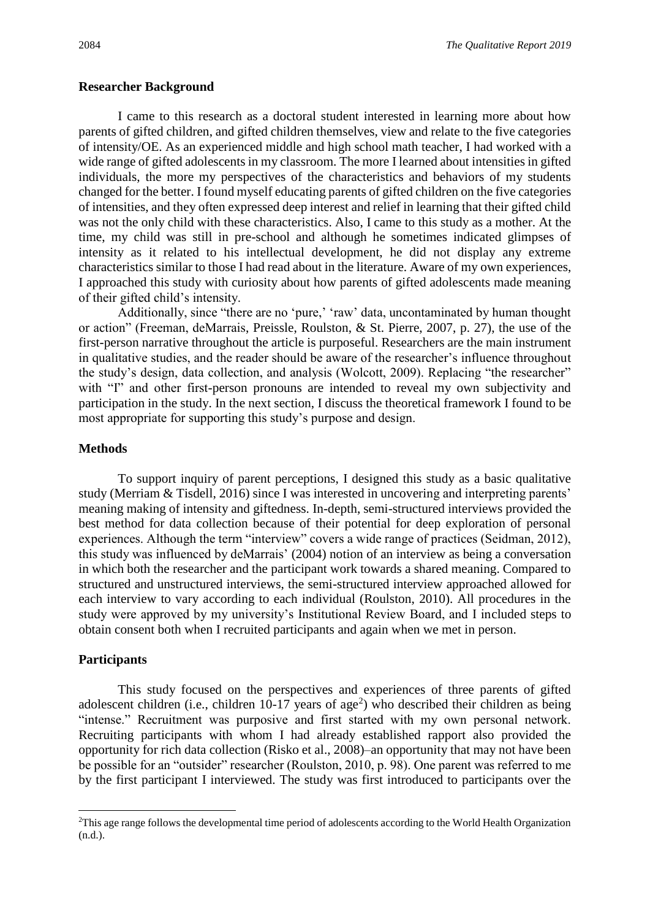### Researcher Background

I came to this research as a doctoral student interested in learning more about how parents of gifted children, and gifted children themselves, view and relate to the five categories of intensity/OE. As an experienced middle and high school math teacher, I had worked with a wide range of gifted adolescents in my classroom. The more I learned about intensities in gifted individuals, the more my perspectives of the characteristics and behaviors of my students changed for the better. I found myself educating parents of gifted children on the five categories of intensities, and they often expressed deep interest and relief in learning that their gifted child was not the only child with these characteristics. Also, I came to this study as a mother. At the time, my child was still in pre-school and although he sometimes indicated glimpses of intensity as it related to his intellectual development, he did not display any extreme characteristics similar to those I had read about in the literature. Aware of my own experiences, I approached this study with curiosity about how parents of gifted adolescents made meaning of their gifted child's intensity.

Additionally, since "there are no 'pure,' 'raw' data, uncontaminated by human thought or action" (Freeman, deMarrais, Preissle, Roulston, & St. Pierre, 2007, p. 27), the use of the first-person narrative throughout the article is purposeful. Researchers are the main instrument in qualitative studies, and the reader should be aware of the researcher's influence throughout the study's design, data collection, and analysis (Wolcott, 2009). Replacing "the researcher" with "I" and other first-person pronouns are intended to reveal my own subjectivity and participation in the study. In the next section, I discuss the theoretical framework I found to be most appropriate for supporting this study's purpose and design.

### Methods

To support inquiry of parent perceptions, I designed this study as a basic qualitative study (Merriam & Tisdell, 2016) since I was interested in uncovering and interpreting parents' meaning making of intensity and giftedness. In-depth, semi-structured interviews provided the best method for data collection because of their potential for deep exploration of personal experiences. Although the term "interview" covers a wide range of practices (Seidman, 2012), this study was influenced by deMarrais' (2004) notion of an interview as being a conversation in which both the researcher and the participant work towards a shared meaning. Compared to structured and unstructured interviews, the semi-structured interview approached allowed for each interview to vary according to each individual (Roulston, 2010). All procedures in the study were approved by my university's Institutional Review Board, and I included steps to obtain consent both when I recruited participants and again when we met in person.

### Participants

This study focused on the perspectives and experiences of three parents of gifted adolescent children (i.e., children 10-17 years of age[2]) who described their children as being "intense." Recruitment was purposive and first started with my own personal network. Recruiting participants with whom I had already established rapport also provided the opportunity for rich data collection (Risko et al., 2008)–an opportunity that may not have been be possible for an "outsider" researcher (Roulston, 2010, p. 98). One parent was referred to me by the first participant I interviewed. The study was first introduced to participants over the

[2]This age range follows the developmental time period of adolescents according to the World Health Organization (n.d.).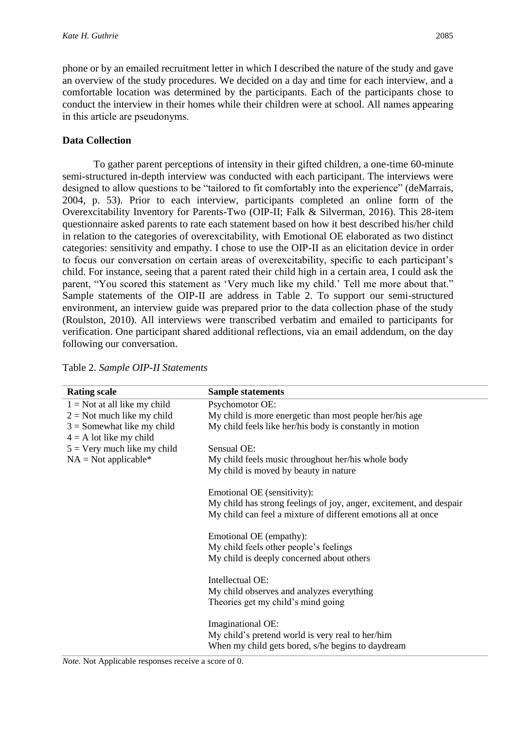phone or by an emailed recruitment letter in which I described the nature of the study and gave an overview of the study procedures. We decided on a day and time for each interview, and a comfortable location was determined by the participants. Each of the participants chose to conduct the interview in their homes while their children were at school. All names appearing in this article are pseudonyms.

### Data Collection

To gather parent perceptions of intensity in their gifted children, a one-time 60-minute semi-structured in-depth interview was conducted with each participant. The interviews were designed to allow questions to be "tailored to fit comfortably into the experience" (deMarrais, 2004, p. 53). Prior to each interview, participants completed an online form of the Overexcitability Inventory for Parents-Two (OIP-II; Falk & Silverman, 2016). This 28-item questionnaire asked parents to rate each statement based on how it best described his/her child in relation to the categories of overexcitability, with Emotional OE elaborated as two distinct categories: sensitivity and empathy. I chose to use the OIP-II as an elicitation device in order to focus our conversation on certain areas of overexcitability, specific to each participant's child. For instance, seeing that a parent rated their child high in a certain area, I could ask the parent, "You scored this statement as 'Very much like my child.' Tell me more about that." Sample statements of the OIP-II are address in Table 2. To support our semi-structured environment, an interview guide was prepared prior to the data collection phase of the study (Roulston, 2010). All interviews were transcribed verbatim and emailed to participants for verification. One participant shared additional reflections, via an email addendum, on the day following our conversation.

Table 2. *Sample OIP-II Statements*

| Rating scale | Sample statements |
|---|---|
| 1 = Not at all like my child | Psychomotor OE: |
| 2 = Not much like my child | My child is more energetic than most people her/his age |
| 3 = Somewhat like my child | My child feels like her/his body is constantly in motion |
| 4 = A lot like my child | |
| 5 = Very much like my child | Sensual OE: |
| NA = Not applicable* | My child feels music throughout her/his whole body |
| | My child is moved by beauty in nature |
| | |
| | Emotional OE (sensitivity): |
| | My child has strong feelings of joy, anger, excitement, and despair |
| | My child can feel a mixture of different emotions all at once |
| | |
| | Emotional OE (empathy): |
| | My child feels other people's feelings |
| | My child is deeply concerned about others |
| | |
| | Intellectual OE: |
| | My child observes and analyzes everything |
| | Theories get my child's mind going |
| | |
| | Imaginational OE: |
| | My child's pretend world is very real to her/him |
| | When my child gets bored, s/he begins to daydream |

*Note.* Not Applicable responses receive a score of 0.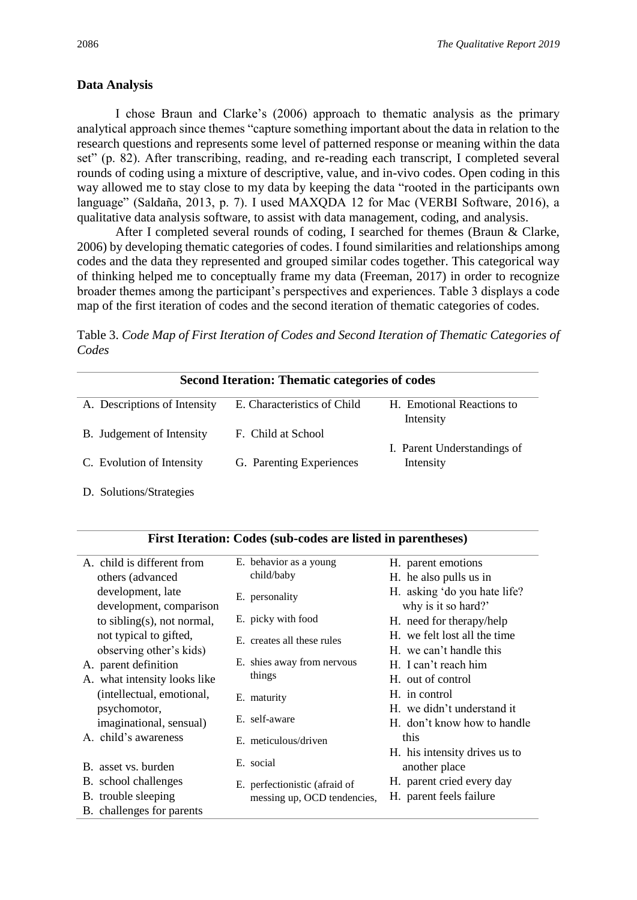### Data Analysis

I chose Braun and Clarke's (2006) approach to thematic analysis as the primary analytical approach since themes "capture something important about the data in relation to the research questions and represents some level of patterned response or meaning within the data set" (p. 82). After transcribing, reading, and re-reading each transcript, I completed several rounds of coding using a mixture of descriptive, value, and in-vivo codes. Open coding in this way allowed me to stay close to my data by keeping the data "rooted in the participants own language" (Saldaña, 2013, p. 7). I used MAXQDA 12 for Mac (VERBI Software, 2016), a qualitative data analysis software, to assist with data management, coding, and analysis.

After I completed several rounds of coding, I searched for themes (Braun & Clarke, 2006) by developing thematic categories of codes. I found similarities and relationships among codes and the data they represented and grouped similar codes together. This categorical way of thinking helped me to conceptually frame my data (Freeman, 2017) in order to recognize broader themes among the participant's perspectives and experiences. Table 3 displays a code map of the first iteration of codes and the second iteration of thematic categories of codes.

Table 3. *Code Map of First Iteration of Codes and Second Iteration of Thematic Categories of Codes*

| **Second Iteration: Thematic categories of codes** | | |
|---|---|---|
| A. Descriptions of Intensity | E. Characteristics of Child | H. Emotional Reactions to Intensity |
| B. Judgement of Intensity | F. Child at School | I. Parent Understandings of Intensity |
| C. Evolution of Intensity | G. Parenting Experiences | |
| D. Solutions/Strategies | | |

| **First Iteration: Codes (sub-codes are listed in parentheses)** | | |
|---|---|---|
| A. child is different from others (advanced development, late development, comparison to sibling(s), not normal, not typical to gifted, observing other's kids) | E. behavior as a young child/baby | H. parent emotions |
| A. parent definition | E. personality | H. he also pulls us in |
| A. what intensity looks like (intellectual, emotional, psychomotor, imaginational, sensual) | E. picky with food | H. asking 'do you hate life? why is it so hard?' |
| A. child's awareness | E. creates all these rules | H. need for therapy/help |
| B. asset vs. burden | E. shies away from nervous things | H. we felt lost all the time |
| B. school challenges | E. maturity | H. we can't handle this |
| B. trouble sleeping | E. self-aware | H. I can't reach him |
| B. challenges for parents | E. meticulous/driven | H. out of control |
| | E. social | H. in control |
| | E. perfectionistic (afraid of messing up, OCD tendencies, | H. we didn't understand it |
| | | H. don't know how to handle this |
| | | H. his intensity drives us to another place |
| | | H. parent cried every day |
| | | H. parent feels failure |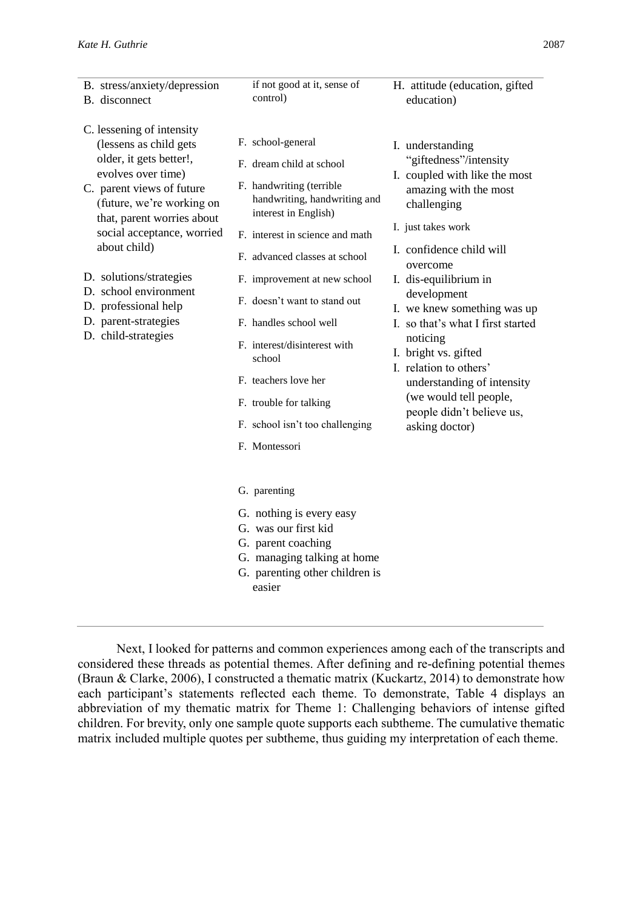| | | |
|---|---|---|
| B. stress/anxiety/depression<br>B. disconnect<br><br>C. lessening of intensity (lessens as child gets older, it gets better!, evolves over time)<br>C. parent views of future (future, we're working on that, parent worries about social acceptance, worried about child)<br><br>D. solutions/strategies<br>D. school environment<br>D. professional help<br>D. parent-strategies<br>D. child-strategies | if not good at it, sense of control)<br><br>F. school-general<br>F. dream child at school<br>F. handwriting (terrible handwriting, handwriting and interest in English)<br>F. interest in science and math<br>F. advanced classes at school<br>F. improvement at new school<br>F. doesn't want to stand out<br>F. handles school well<br>F. interest/disinterest with school<br>F. teachers love her<br>F. trouble for talking<br>F. school isn't too challenging<br>F. Montessori<br><br>G. parenting<br>G. nothing is every easy<br>G. was our first kid<br>G. parent coaching<br>G. managing talking at home<br>G. parenting other children is easier | H. attitude (education, gifted education)<br><br>I. understanding "giftedness"/intensity<br>I. coupled with like the most amazing with the most challenging<br>I. just takes work<br>I. confidence child will overcome<br>I. dis-equilibrium in development<br>I. we knew something was up<br>I. so that's what I first started noticing<br>I. bright vs. gifted<br>I. relation to others' understanding of intensity (we would tell people, people didn't believe us, asking doctor) |

Next, I looked for patterns and common experiences among each of the transcripts and considered these threads as potential themes. After defining and re-defining potential themes (Braun & Clarke, 2006), I constructed a thematic matrix (Kuckartz, 2014) to demonstrate how each participant's statements reflected each theme. To demonstrate, Table 4 displays an abbreviation of my thematic matrix for Theme 1: Challenging behaviors of intense gifted children. For brevity, only one sample quote supports each subtheme. The cumulative thematic matrix included multiple quotes per subtheme, thus guiding my interpretation of each theme.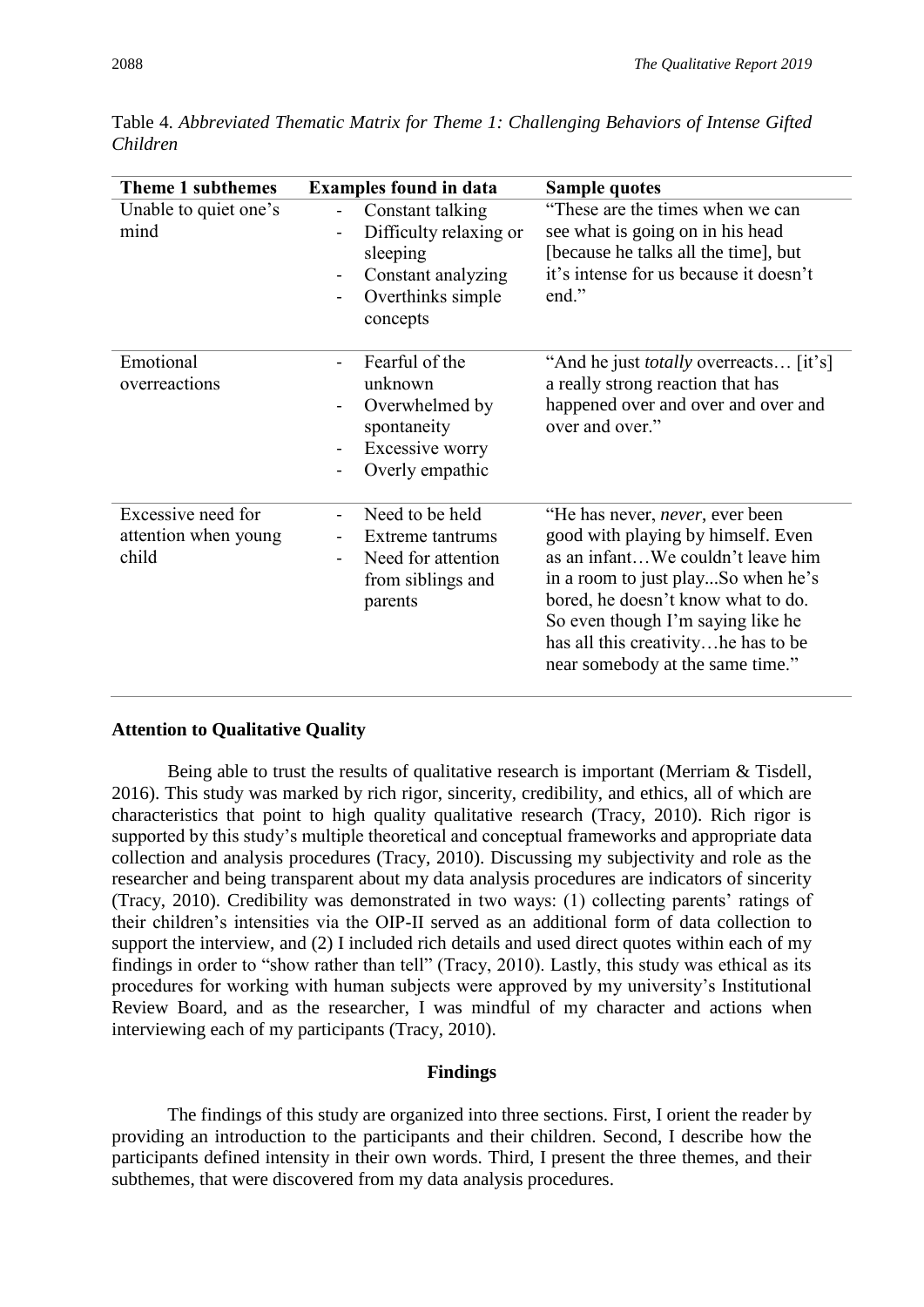Table 4. *Abbreviated Thematic Matrix for Theme 1: Challenging Behaviors of Intense Gifted Children*

| Theme 1 subthemes | Examples found in data | Sample quotes |
|---|---|---|
| Unable to quiet one's mind | - Constant talking<br>- Difficulty relaxing or sleeping<br>- Constant analyzing<br>- Overthinks simple concepts | "These are the times when we can see what is going on in his head [because he talks all the time], but it's intense for us because it doesn't end." |
| Emotional overreactions | - Fearful of the unknown<br>- Overwhelmed by spontaneity<br>- Excessive worry<br>- Overly empathic | "And he just *totally* overreacts… [it's] a really strong reaction that has happened over and over and over and over and over." |
| Excessive need for attention when young child | - Need to be held<br>- Extreme tantrums<br>- Need for attention from siblings and parents | "He has never, *never*, ever been good with playing by himself. Even as an infant…We couldn't leave him in a room to just play...So when he's bored, he doesn't know what to do. So even though I'm saying like he has all this creativity…he has to be near somebody at the same time." |

### Attention to Qualitative Quality

Being able to trust the results of qualitative research is important (Merriam & Tisdell, 2016). This study was marked by rich rigor, sincerity, credibility, and ethics, all of which are characteristics that point to high quality qualitative research (Tracy, 2010). Rich rigor is supported by this study's multiple theoretical and conceptual frameworks and appropriate data collection and analysis procedures (Tracy, 2010). Discussing my subjectivity and role as the researcher and being transparent about my data analysis procedures are indicators of sincerity (Tracy, 2010). Credibility was demonstrated in two ways: (1) collecting parents' ratings of their children's intensities via the OIP-II served as an additional form of data collection to support the interview, and (2) I included rich details and used direct quotes within each of my findings in order to "show rather than tell" (Tracy, 2010). Lastly, this study was ethical as its procedures for working with human subjects were approved by my university's Institutional Review Board, and as the researcher, I was mindful of my character and actions when interviewing each of my participants (Tracy, 2010).

## Findings

The findings of this study are organized into three sections. First, I orient the reader by providing an introduction to the participants and their children. Second, I describe how the participants defined intensity in their own words. Third, I present the three themes, and their subthemes, that were discovered from my data analysis procedures.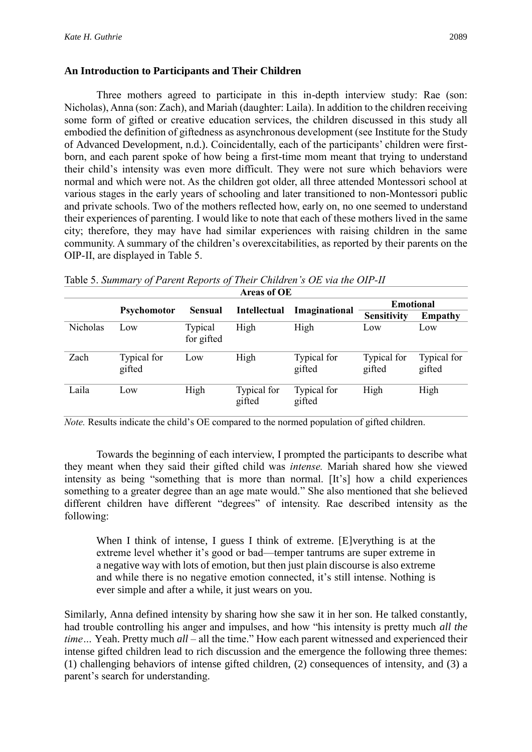### An Introduction to Participants and Their Children

Three mothers agreed to participate in this in-depth interview study: Rae (son: Nicholas), Anna (son: Zach), and Mariah (daughter: Laila). In addition to the children receiving some form of gifted or creative education services, the children discussed in this study all embodied the definition of giftedness as asynchronous development (see Institute for the Study of Advanced Development, n.d.). Coincidentally, each of the participants' children were first-born, and each parent spoke of how being a first-time mom meant that trying to understand their child's intensity was even more difficult. They were not sure which behaviors were normal and which were not. As the children got older, all three attended Montessori school at various stages in the early years of schooling and later transitioned to non-Montessori public and private schools. Two of the mothers reflected how, early on, no one seemed to understand their experiences of parenting. I would like to note that each of these mothers lived in the same city; therefore, they may have had similar experiences with raising children in the same community. A summary of the children's overexcitabilities, as reported by their parents on the OIP-II, are displayed in Table 5.

Table 5. *Summary of Parent Reports of Their Children's OE via the OIP-II*

| | Areas of OE | | | | | |
|---|---|---|---|---|---|---|
| | Psychomotor | Sensual | Intellectual | Imaginational | Emotional | |
| | | | | | Sensitivity | Empathy |
| Nicholas | Low | Typical for gifted | High | High | Low | Low |
| Zach | Typical for gifted | Low | High | Typical for gifted | Typical for gifted | Typical for gifted |
| Laila | Low | High | Typical for gifted | Typical for gifted | High | High |

*Note.* Results indicate the child's OE compared to the normed population of gifted children.

Towards the beginning of each interview, I prompted the participants to describe what they meant when they said their gifted child was *intense.* Mariah shared how she viewed intensity as being "something that is more than normal. [It's] how a child experiences something to a greater degree than an age mate would." She also mentioned that she believed different children have different "degrees" of intensity. Rae described intensity as the following:

> When I think of intense, I guess I think of extreme. [E]verything is at the extreme level whether it's good or bad—temper tantrums are super extreme in a negative way with lots of emotion, but then just plain discourse is also extreme and while there is no negative emotion connected, it's still intense. Nothing is ever simple and after a while, it just wears on you.

Similarly, Anna defined intensity by sharing how she saw it in her son. He talked constantly, had trouble controlling his anger and impulses, and how "his intensity is pretty much *all the time…* Yeah. Pretty much *all* – all the time." How each parent witnessed and experienced their intense gifted children lead to rich discussion and the emergence the following three themes: (1) challenging behaviors of intense gifted children, (2) consequences of intensity, and (3) a parent's search for understanding.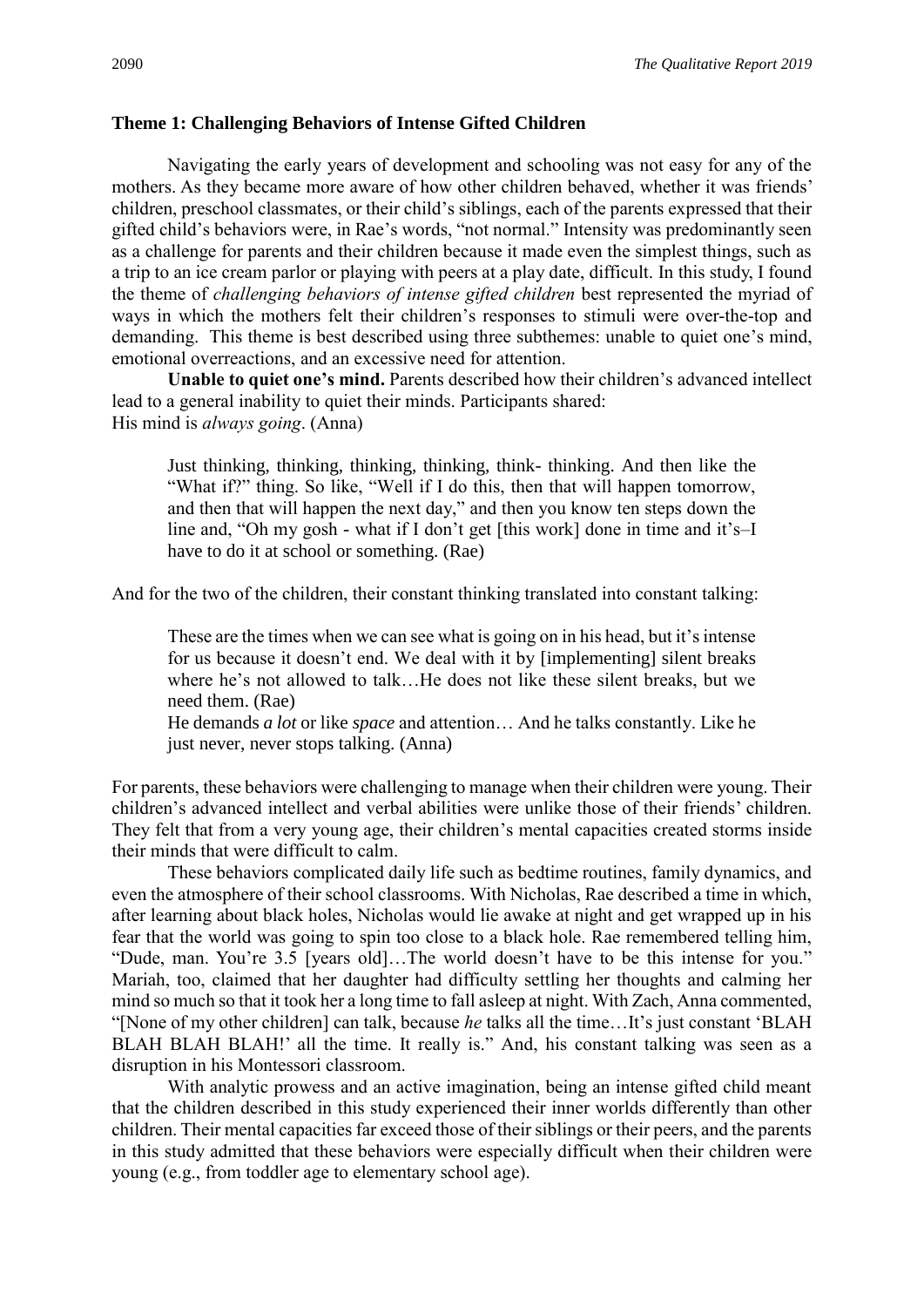**Theme 1: Challenging Behaviors of Intense Gifted Children**

Navigating the early years of development and schooling was not easy for any of the mothers. As they became more aware of how other children behaved, whether it was friends' children, preschool classmates, or their child's siblings, each of the parents expressed that their gifted child's behaviors were, in Rae's words, "not normal." Intensity was predominantly seen as a challenge for parents and their children because it made even the simplest things, such as a trip to an ice cream parlor or playing with peers at a play date, difficult. In this study, I found the theme of *challenging behaviors of intense gifted children* best represented the myriad of ways in which the mothers felt their children's responses to stimuli were over-the-top and demanding. This theme is best described using three subthemes: unable to quiet one's mind, emotional overreactions, and an excessive need for attention.

**Unable to quiet one's mind.** Parents described how their children's advanced intellect lead to a general inability to quiet their minds. Participants shared:
His mind is *always going*. (Anna)

> Just thinking, thinking, thinking, thinking, think- thinking. And then like the "What if?" thing. So like, "Well if I do this, then that will happen tomorrow, and then that will happen the next day," and then you know ten steps down the line and, "Oh my gosh - what if I don't get [this work] done in time and it's–I have to do it at school or something. (Rae)

And for the two of the children, their constant thinking translated into constant talking:

> These are the times when we can see what is going on in his head, but it's intense for us because it doesn't end. We deal with it by [implementing] silent breaks where he's not allowed to talk…He does not like these silent breaks, but we need them. (Rae)
>
> He demands *a lot* or like *space* and attention… And he talks constantly. Like he just never, never stops talking. (Anna)

For parents, these behaviors were challenging to manage when their children were young. Their children's advanced intellect and verbal abilities were unlike those of their friends' children. They felt that from a very young age, their children's mental capacities created storms inside their minds that were difficult to calm.

These behaviors complicated daily life such as bedtime routines, family dynamics, and even the atmosphere of their school classrooms. With Nicholas, Rae described a time in which, after learning about black holes, Nicholas would lie awake at night and get wrapped up in his fear that the world was going to spin too close to a black hole. Rae remembered telling him, "Dude, man. You're 3.5 [years old]…The world doesn't have to be this intense for you." Mariah, too, claimed that her daughter had difficulty settling her thoughts and calming her mind so much so that it took her a long time to fall asleep at night. With Zach, Anna commented, "[None of my other children] can talk, because *he* talks all the time…It's just constant 'BLAH BLAH BLAH BLAH!' all the time. It really is." And, his constant talking was seen as a disruption in his Montessori classroom.

With analytic prowess and an active imagination, being an intense gifted child meant that the children described in this study experienced their inner worlds differently than other children. Their mental capacities far exceed those of their siblings or their peers, and the parents in this study admitted that these behaviors were especially difficult when their children were young (e.g., from toddler age to elementary school age).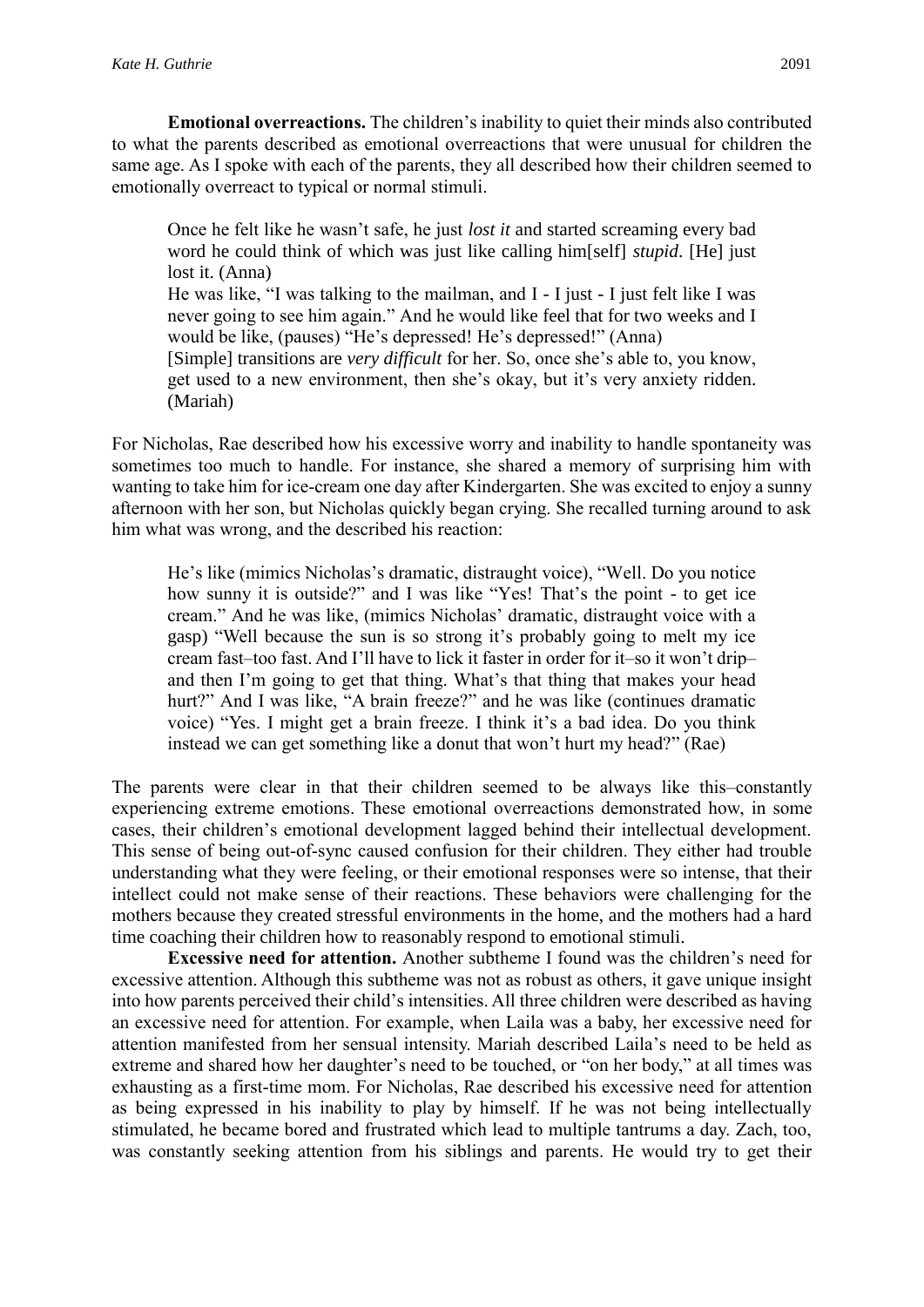**Emotional overreactions.** The children's inability to quiet their minds also contributed to what the parents described as emotional overreactions that were unusual for children the same age. As I spoke with each of the parents, they all described how their children seemed to emotionally overreact to typical or normal stimuli.

> Once he felt like he wasn't safe, he just *lost it* and started screaming every bad word he could think of which was just like calling him[self] *stupid*. [He] just lost it. (Anna)
>
> He was like, "I was talking to the mailman, and I - I just - I just felt like I was never going to see him again." And he would like feel that for two weeks and I would be like, (pauses) "He's depressed! He's depressed!" (Anna)
>
> [Simple] transitions are *very difficult* for her. So, once she's able to, you know, get used to a new environment, then she's okay, but it's very anxiety ridden. (Mariah)

For Nicholas, Rae described how his excessive worry and inability to handle spontaneity was sometimes too much to handle. For instance, she shared a memory of surprising him with wanting to take him for ice-cream one day after Kindergarten. She was excited to enjoy a sunny afternoon with her son, but Nicholas quickly began crying. She recalled turning around to ask him what was wrong, and the described his reaction:

> He's like (mimics Nicholas's dramatic, distraught voice), "Well. Do you notice how sunny it is outside?" and I was like "Yes! That's the point - to get ice cream." And he was like, (mimics Nicholas' dramatic, distraught voice with a gasp) "Well because the sun is so strong it's probably going to melt my ice cream fast–too fast. And I'll have to lick it faster in order for it–so it won't drip–and then I'm going to get that thing. What's that thing that makes your head hurt?" And I was like, "A brain freeze?" and he was like (continues dramatic voice) "Yes. I might get a brain freeze. I think it's a bad idea. Do you think instead we can get something like a donut that won't hurt my head?" (Rae)

The parents were clear in that their children seemed to be always like this–constantly experiencing extreme emotions. These emotional overreactions demonstrated how, in some cases, their children's emotional development lagged behind their intellectual development. This sense of being out-of-sync caused confusion for their children. They either had trouble understanding what they were feeling, or their emotional responses were so intense, that their intellect could not make sense of their reactions. These behaviors were challenging for the mothers because they created stressful environments in the home, and the mothers had a hard time coaching their children how to reasonably respond to emotional stimuli.

**Excessive need for attention.** Another subtheme I found was the children's need for excessive attention. Although this subtheme was not as robust as others, it gave unique insight into how parents perceived their child's intensities. All three children were described as having an excessive need for attention. For example, when Laila was a baby, her excessive need for attention manifested from her sensual intensity. Mariah described Laila's need to be held as extreme and shared how her daughter's need to be touched, or "on her body," at all times was exhausting as a first-time mom. For Nicholas, Rae described his excessive need for attention as being expressed in his inability to play by himself. If he was not being intellectually stimulated, he became bored and frustrated which lead to multiple tantrums a day. Zach, too, was constantly seeking attention from his siblings and parents. He would try to get their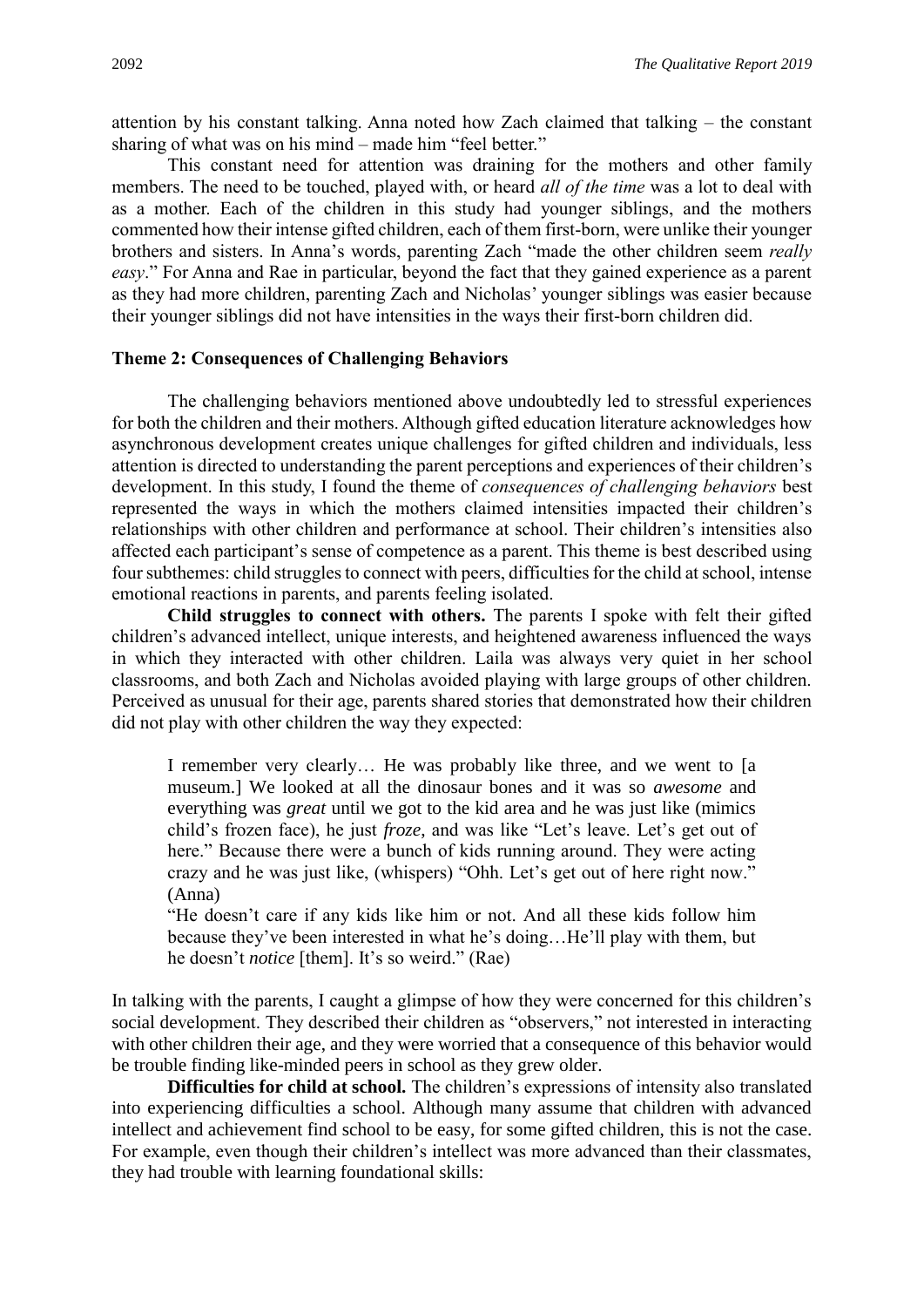attention by his constant talking. Anna noted how Zach claimed that talking – the constant sharing of what was on his mind – made him "feel better."

This constant need for attention was draining for the mothers and other family members. The need to be touched, played with, or heard *all of the time* was a lot to deal with as a mother. Each of the children in this study had younger siblings, and the mothers commented how their intense gifted children, each of them first-born, were unlike their younger brothers and sisters. In Anna's words, parenting Zach "made the other children seem *really easy*." For Anna and Rae in particular, beyond the fact that they gained experience as a parent as they had more children, parenting Zach and Nicholas' younger siblings was easier because their younger siblings did not have intensities in the ways their first-born children did.

### Theme 2: Consequences of Challenging Behaviors

The challenging behaviors mentioned above undoubtedly led to stressful experiences for both the children and their mothers. Although gifted education literature acknowledges how asynchronous development creates unique challenges for gifted children and individuals, less attention is directed to understanding the parent perceptions and experiences of their children's development. In this study, I found the theme of *consequences of challenging behaviors* best represented the ways in which the mothers claimed intensities impacted their children's relationships with other children and performance at school. Their children's intensities also affected each participant's sense of competence as a parent. This theme is best described using four subthemes: child struggles to connect with peers, difficulties for the child at school, intense emotional reactions in parents, and parents feeling isolated.

**Child struggles to connect with others.** The parents I spoke with felt their gifted children's advanced intellect, unique interests, and heightened awareness influenced the ways in which they interacted with other children. Laila was always very quiet in her school classrooms, and both Zach and Nicholas avoided playing with large groups of other children. Perceived as unusual for their age, parents shared stories that demonstrated how their children did not play with other children the way they expected:

> I remember very clearly… He was probably like three, and we went to [a museum.] We looked at all the dinosaur bones and it was so *awesome* and everything was *great* until we got to the kid area and he was just like (mimics child's frozen face), he just *froze*, and was like "Let's leave. Let's get out of here." Because there were a bunch of kids running around. They were acting crazy and he was just like, (whispers) "Ohh. Let's get out of here right now." (Anna)
>
> "He doesn't care if any kids like him or not. And all these kids follow him because they've been interested in what he's doing…He'll play with them, but he doesn't *notice* [them]. It's so weird." (Rae)

In talking with the parents, I caught a glimpse of how they were concerned for this children's social development. They described their children as "observers," not interested in interacting with other children their age, and they were worried that a consequence of this behavior would be trouble finding like-minded peers in school as they grew older.

**Difficulties for child at school.** The children's expressions of intensity also translated into experiencing difficulties a school. Although many assume that children with advanced intellect and achievement find school to be easy, for some gifted children, this is not the case. For example, even though their children's intellect was more advanced than their classmates, they had trouble with learning foundational skills: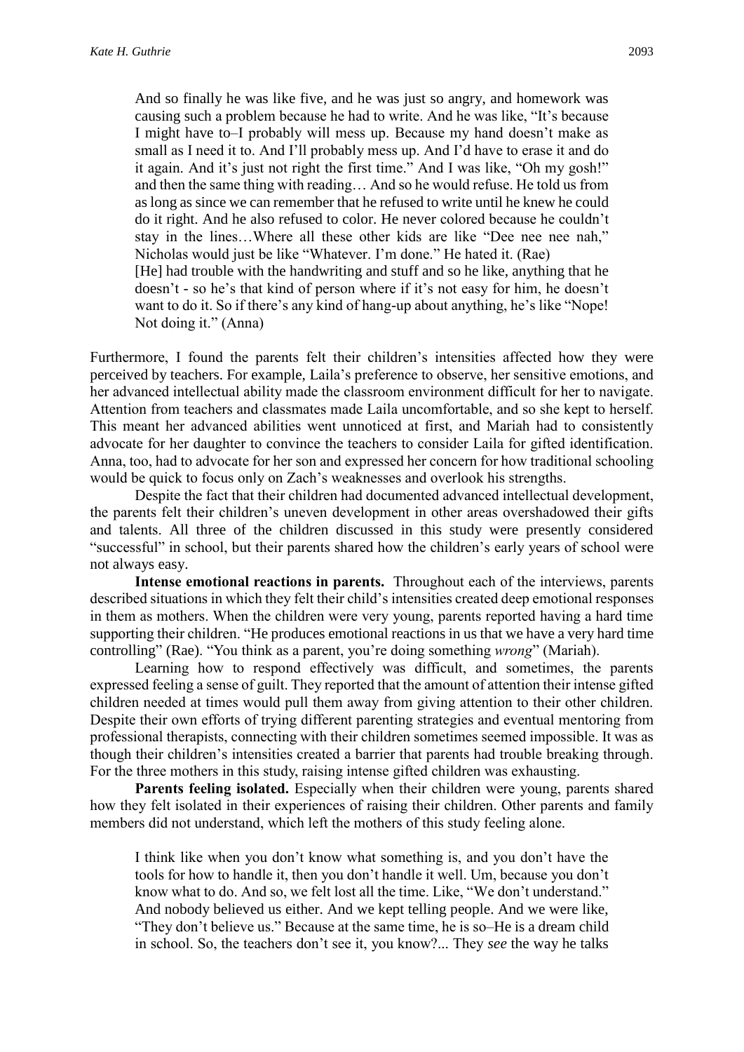> And so finally he was like five, and he was just so angry, and homework was causing such a problem because he had to write. And he was like, "It's because I might have to–I probably will mess up. Because my hand doesn't make as small as I need it to. And I'll probably mess up. And I'd have to erase it and do it again. And it's just not right the first time." And I was like, "Oh my gosh!" and then the same thing with reading… And so he would refuse. He told us from as long as since we can remember that he refused to write until he knew he could do it right. And he also refused to color. He never colored because he couldn't stay in the lines…Where all these other kids are like "Dee nee nee nah," Nicholas would just be like "Whatever. I'm done." He hated it. (Rae)

> [He] had trouble with the handwriting and stuff and so he like, anything that he doesn't - so he's that kind of person where if it's not easy for him, he doesn't want to do it. So if there's any kind of hang-up about anything, he's like "Nope! Not doing it." (Anna)

Furthermore, I found the parents felt their children's intensities affected how they were perceived by teachers. For example, Laila's preference to observe, her sensitive emotions, and her advanced intellectual ability made the classroom environment difficult for her to navigate. Attention from teachers and classmates made Laila uncomfortable, and so she kept to herself. This meant her advanced abilities went unnoticed at first, and Mariah had to consistently advocate for her daughter to convince the teachers to consider Laila for gifted identification. Anna, too, had to advocate for her son and expressed her concern for how traditional schooling would be quick to focus only on Zach's weaknesses and overlook his strengths.

Despite the fact that their children had documented advanced intellectual development, the parents felt their children's uneven development in other areas overshadowed their gifts and talents. All three of the children discussed in this study were presently considered "successful" in school, but their parents shared how the children's early years of school were not always easy.

**Intense emotional reactions in parents.** Throughout each of the interviews, parents described situations in which they felt their child's intensities created deep emotional responses in them as mothers. When the children were very young, parents reported having a hard time supporting their children. "He produces emotional reactions in us that we have a very hard time controlling" (Rae). "You think as a parent, you're doing something *wrong*" (Mariah).

Learning how to respond effectively was difficult, and sometimes, the parents expressed feeling a sense of guilt. They reported that the amount of attention their intense gifted children needed at times would pull them away from giving attention to their other children. Despite their own efforts of trying different parenting strategies and eventual mentoring from professional therapists, connecting with their children sometimes seemed impossible. It was as though their children's intensities created a barrier that parents had trouble breaking through. For the three mothers in this study, raising intense gifted children was exhausting.

**Parents feeling isolated.** Especially when their children were young, parents shared how they felt isolated in their experiences of raising their children. Other parents and family members did not understand, which left the mothers of this study feeling alone.

> I think like when you don't know what something is, and you don't have the tools for how to handle it, then you don't handle it well. Um, because you don't know what to do. And so, we felt lost all the time. Like, "We don't understand." And nobody believed us either. And we kept telling people. And we were like, "They don't believe us." Because at the same time, he is so–He is a dream child in school. So, the teachers don't see it, you know?... They *see* the way he talks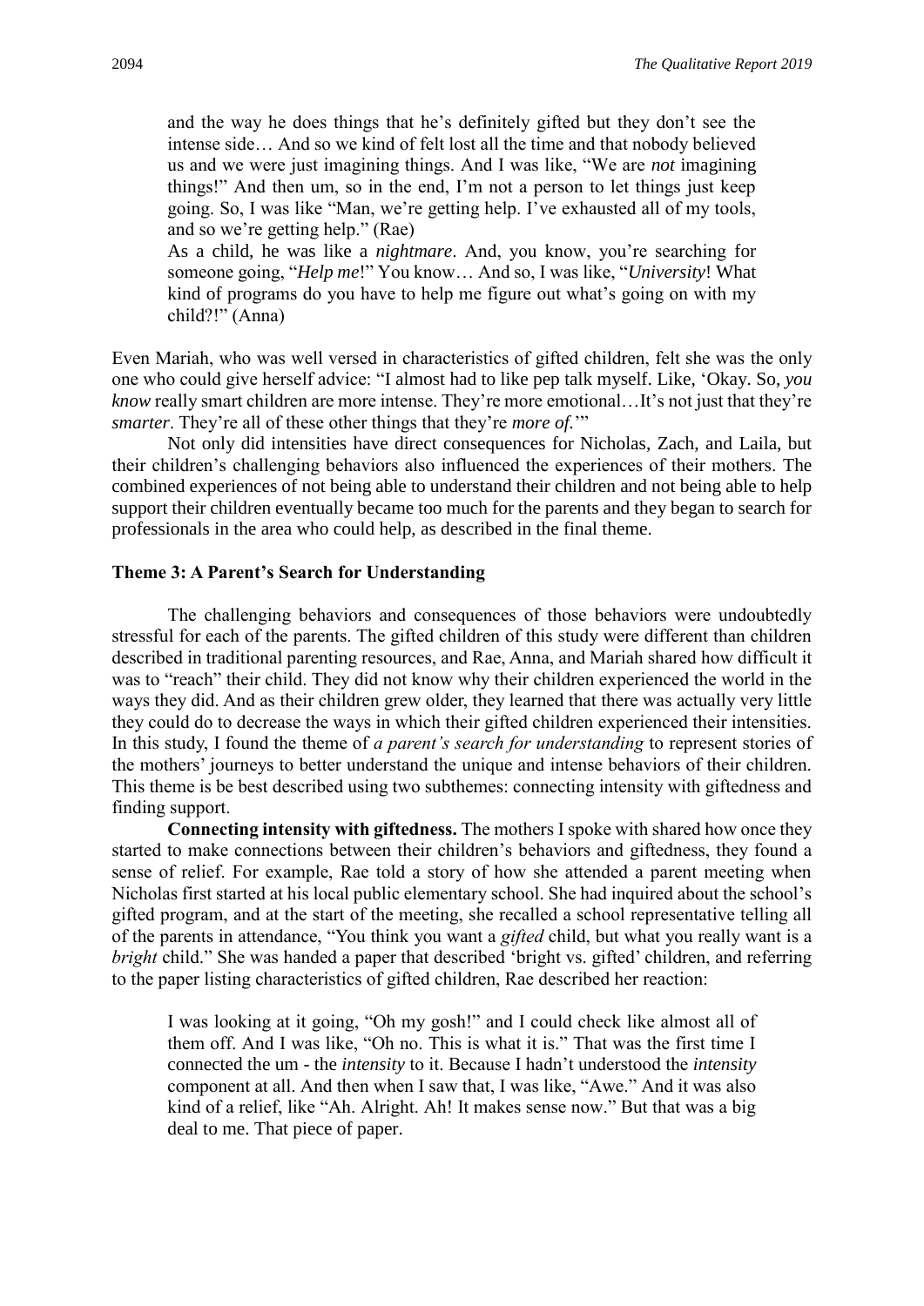> and the way he does things that he's definitely gifted but they don't see the intense side… And so we kind of felt lost all the time and that nobody believed us and we were just imagining things. And I was like, "We are *not* imagining things!" And then um, so in the end, I'm not a person to let things just keep going. So, I was like "Man, we're getting help. I've exhausted all of my tools, and so we're getting help." (Rae)
>
> As a child, he was like a *nightmare*. And, you know, you're searching for someone going, "*Help me*!" You know… And so, I was like, "*University*! What kind of programs do you have to help me figure out what's going on with my child?!" (Anna)

Even Mariah, who was well versed in characteristics of gifted children, felt she was the only one who could give herself advice: "I almost had to like pep talk myself. Like, 'Okay. So, *you know* really smart children are more intense. They're more emotional…It's not just that they're *smarter*. They're all of these other things that they're *more of.*'"

Not only did intensities have direct consequences for Nicholas, Zach, and Laila, but their children's challenging behaviors also influenced the experiences of their mothers. The combined experiences of not being able to understand their children and not being able to help support their children eventually became too much for the parents and they began to search for professionals in the area who could help, as described in the final theme.

### Theme 3: A Parent's Search for Understanding

The challenging behaviors and consequences of those behaviors were undoubtedly stressful for each of the parents. The gifted children of this study were different than children described in traditional parenting resources, and Rae, Anna, and Mariah shared how difficult it was to "reach" their child. They did not know why their children experienced the world in the ways they did. And as their children grew older, they learned that there was actually very little they could do to decrease the ways in which their gifted children experienced their intensities. In this study, I found the theme of *a parent's search for understanding* to represent stories of the mothers' journeys to better understand the unique and intense behaviors of their children. This theme is be best described using two subthemes: connecting intensity with giftedness and finding support.

**Connecting intensity with giftedness.** The mothers I spoke with shared how once they started to make connections between their children's behaviors and giftedness, they found a sense of relief. For example, Rae told a story of how she attended a parent meeting when Nicholas first started at his local public elementary school. She had inquired about the school's gifted program, and at the start of the meeting, she recalled a school representative telling all of the parents in attendance, "You think you want a *gifted* child, but what you really want is a *bright* child." She was handed a paper that described 'bright vs. gifted' children, and referring to the paper listing characteristics of gifted children, Rae described her reaction:

> I was looking at it going, "Oh my gosh!" and I could check like almost all of them off. And I was like, "Oh no. This is what it is." That was the first time I connected the um - the *intensity* to it. Because I hadn't understood the *intensity* component at all. And then when I saw that, I was like, "Awe." And it was also kind of a relief, like "Ah. Alright. Ah! It makes sense now." But that was a big deal to me. That piece of paper.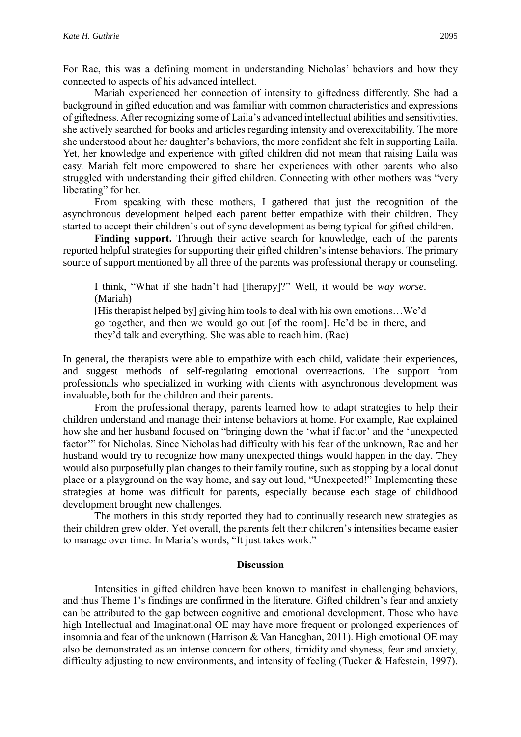For Rae, this was a defining moment in understanding Nicholas' behaviors and how they connected to aspects of his advanced intellect.

Mariah experienced her connection of intensity to giftedness differently. She had a background in gifted education and was familiar with common characteristics and expressions of giftedness. After recognizing some of Laila's advanced intellectual abilities and sensitivities, she actively searched for books and articles regarding intensity and overexcitability. The more she understood about her daughter's behaviors, the more confident she felt in supporting Laila. Yet, her knowledge and experience with gifted children did not mean that raising Laila was easy. Mariah felt more empowered to share her experiences with other parents who also struggled with understanding their gifted children. Connecting with other mothers was "very liberating" for her.

From speaking with these mothers, I gathered that just the recognition of the asynchronous development helped each parent better empathize with their children. They started to accept their children's out of sync development as being typical for gifted children.

**Finding support.** Through their active search for knowledge, each of the parents reported helpful strategies for supporting their gifted children's intense behaviors. The primary source of support mentioned by all three of the parents was professional therapy or counseling.

> I think, "What if she hadn't had [therapy]?" Well, it would be *way worse*. (Mariah)
>
> [His therapist helped by] giving him tools to deal with his own emotions…We'd go together, and then we would go out [of the room]. He'd be in there, and they'd talk and everything. She was able to reach him. (Rae)

In general, the therapists were able to empathize with each child, validate their experiences, and suggest methods of self-regulating emotional overreactions. The support from professionals who specialized in working with clients with asynchronous development was invaluable, both for the children and their parents.

From the professional therapy, parents learned how to adapt strategies to help their children understand and manage their intense behaviors at home. For example, Rae explained how she and her husband focused on "bringing down the 'what if factor' and the 'unexpected factor'" for Nicholas. Since Nicholas had difficulty with his fear of the unknown, Rae and her husband would try to recognize how many unexpected things would happen in the day. They would also purposefully plan changes to their family routine, such as stopping by a local donut place or a playground on the way home, and say out loud, "Unexpected!" Implementing these strategies at home was difficult for parents, especially because each stage of childhood development brought new challenges.

The mothers in this study reported they had to continually research new strategies as their children grew older. Yet overall, the parents felt their children's intensities became easier to manage over time. In Maria's words, "It just takes work."

## Discussion

Intensities in gifted children have been known to manifest in challenging behaviors, and thus Theme 1's findings are confirmed in the literature. Gifted children's fear and anxiety can be attributed to the gap between cognitive and emotional development. Those who have high Intellectual and Imaginational OE may have more frequent or prolonged experiences of insomnia and fear of the unknown (Harrison & Van Haneghan, 2011). High emotional OE may also be demonstrated as an intense concern for others, timidity and shyness, fear and anxiety, difficulty adjusting to new environments, and intensity of feeling (Tucker & Hafestein, 1997).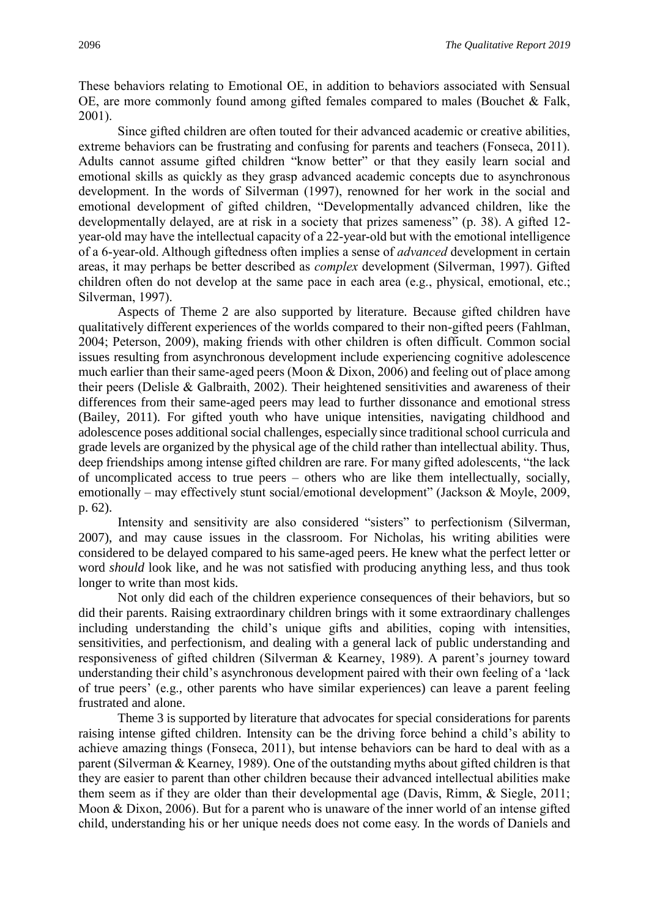These behaviors relating to Emotional OE, in addition to behaviors associated with Sensual OE, are more commonly found among gifted females compared to males (Bouchet & Falk, 2001).

Since gifted children are often touted for their advanced academic or creative abilities, extreme behaviors can be frustrating and confusing for parents and teachers (Fonseca, 2011). Adults cannot assume gifted children "know better" or that they easily learn social and emotional skills as quickly as they grasp advanced academic concepts due to asynchronous development. In the words of Silverman (1997), renowned for her work in the social and emotional development of gifted children, "Developmentally advanced children, like the developmentally delayed, are at risk in a society that prizes sameness" (p. 38). A gifted 12-year-old may have the intellectual capacity of a 22-year-old but with the emotional intelligence of a 6-year-old. Although giftedness often implies a sense of *advanced* development in certain areas, it may perhaps be better described as *complex* development (Silverman, 1997). Gifted children often do not develop at the same pace in each area (e.g., physical, emotional, etc.; Silverman, 1997).

Aspects of Theme 2 are also supported by literature. Because gifted children have qualitatively different experiences of the worlds compared to their non-gifted peers (Fahlman, 2004; Peterson, 2009), making friends with other children is often difficult. Common social issues resulting from asynchronous development include experiencing cognitive adolescence much earlier than their same-aged peers (Moon & Dixon, 2006) and feeling out of place among their peers (Delisle & Galbraith, 2002). Their heightened sensitivities and awareness of their differences from their same-aged peers may lead to further dissonance and emotional stress (Bailey, 2011). For gifted youth who have unique intensities, navigating childhood and adolescence poses additional social challenges, especially since traditional school curricula and grade levels are organized by the physical age of the child rather than intellectual ability. Thus, deep friendships among intense gifted children are rare. For many gifted adolescents, "the lack of uncomplicated access to true peers – others who are like them intellectually, socially, emotionally – may effectively stunt social/emotional development" (Jackson & Moyle, 2009, p. 62).

Intensity and sensitivity are also considered "sisters" to perfectionism (Silverman, 2007), and may cause issues in the classroom. For Nicholas, his writing abilities were considered to be delayed compared to his same-aged peers. He knew what the perfect letter or word *should* look like, and he was not satisfied with producing anything less, and thus took longer to write than most kids.

Not only did each of the children experience consequences of their behaviors, but so did their parents. Raising extraordinary children brings with it some extraordinary challenges including understanding the child's unique gifts and abilities, coping with intensities, sensitivities, and perfectionism, and dealing with a general lack of public understanding and responsiveness of gifted children (Silverman & Kearney, 1989). A parent's journey toward understanding their child's asynchronous development paired with their own feeling of a 'lack of true peers' (e.g., other parents who have similar experiences) can leave a parent feeling frustrated and alone.

Theme 3 is supported by literature that advocates for special considerations for parents raising intense gifted children. Intensity can be the driving force behind a child's ability to achieve amazing things (Fonseca, 2011), but intense behaviors can be hard to deal with as a parent (Silverman & Kearney, 1989). One of the outstanding myths about gifted children is that they are easier to parent than other children because their advanced intellectual abilities make them seem as if they are older than their developmental age (Davis, Rimm, & Siegle, 2011; Moon & Dixon, 2006). But for a parent who is unaware of the inner world of an intense gifted child, understanding his or her unique needs does not come easy. In the words of Daniels and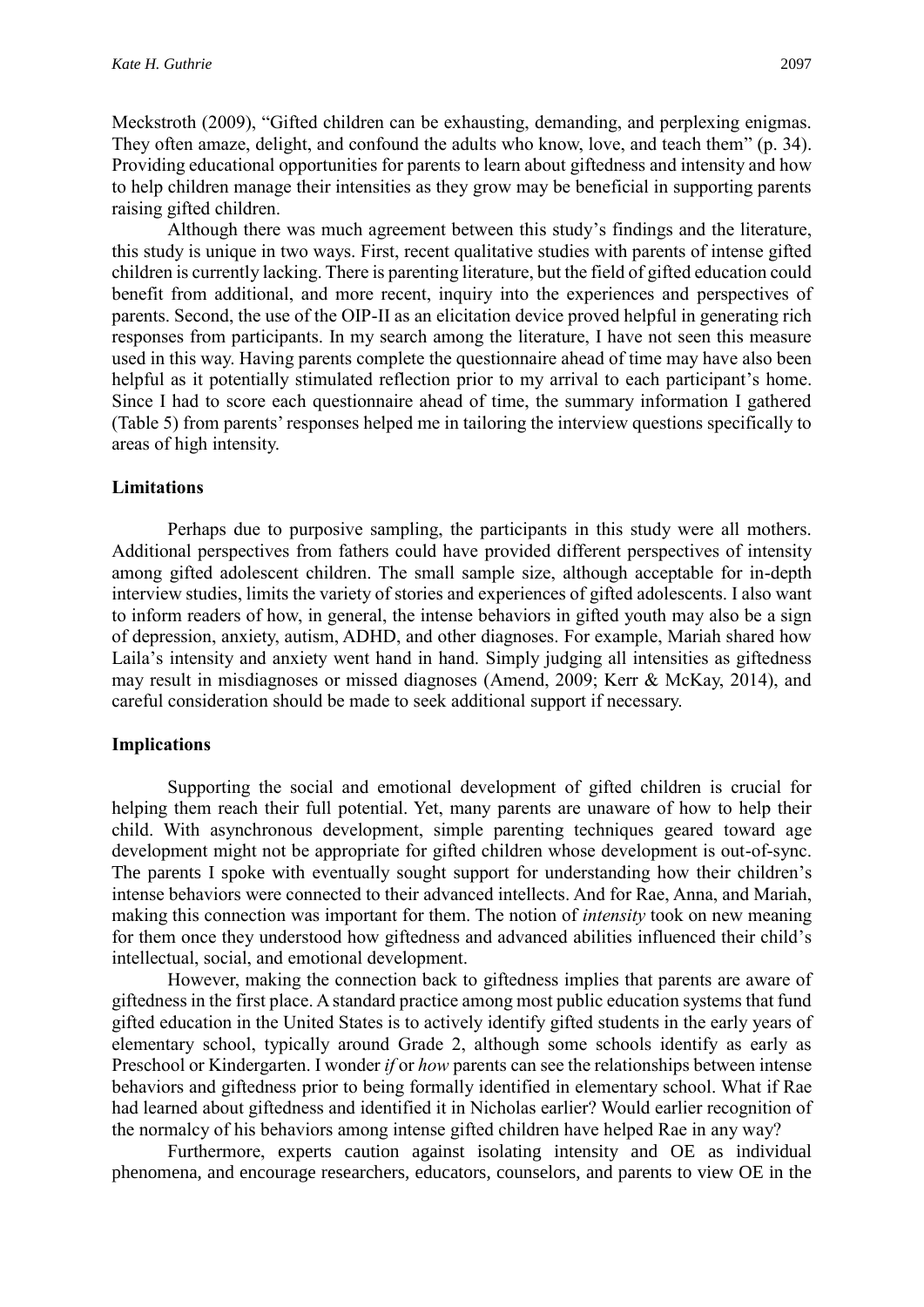Meckstroth (2009), "Gifted children can be exhausting, demanding, and perplexing enigmas. They often amaze, delight, and confound the adults who know, love, and teach them" (p. 34). Providing educational opportunities for parents to learn about giftedness and intensity and how to help children manage their intensities as they grow may be beneficial in supporting parents raising gifted children.

Although there was much agreement between this study's findings and the literature, this study is unique in two ways. First, recent qualitative studies with parents of intense gifted children is currently lacking. There is parenting literature, but the field of gifted education could benefit from additional, and more recent, inquiry into the experiences and perspectives of parents. Second, the use of the OIP-II as an elicitation device proved helpful in generating rich responses from participants. In my search among the literature, I have not seen this measure used in this way. Having parents complete the questionnaire ahead of time may have also been helpful as it potentially stimulated reflection prior to my arrival to each participant's home. Since I had to score each questionnaire ahead of time, the summary information I gathered (Table 5) from parents' responses helped me in tailoring the interview questions specifically to areas of high intensity.

### Limitations

Perhaps due to purposive sampling, the participants in this study were all mothers. Additional perspectives from fathers could have provided different perspectives of intensity among gifted adolescent children. The small sample size, although acceptable for in-depth interview studies, limits the variety of stories and experiences of gifted adolescents. I also want to inform readers of how, in general, the intense behaviors in gifted youth may also be a sign of depression, anxiety, autism, ADHD, and other diagnoses. For example, Mariah shared how Laila's intensity and anxiety went hand in hand. Simply judging all intensities as giftedness may result in misdiagnoses or missed diagnoses (Amend, 2009; Kerr & McKay, 2014), and careful consideration should be made to seek additional support if necessary.

### Implications

Supporting the social and emotional development of gifted children is crucial for helping them reach their full potential. Yet, many parents are unaware of how to help their child. With asynchronous development, simple parenting techniques geared toward age development might not be appropriate for gifted children whose development is out-of-sync. The parents I spoke with eventually sought support for understanding how their children's intense behaviors were connected to their advanced intellects. And for Rae, Anna, and Mariah, making this connection was important for them. The notion of *intensity* took on new meaning for them once they understood how giftedness and advanced abilities influenced their child's intellectual, social, and emotional development.

However, making the connection back to giftedness implies that parents are aware of giftedness in the first place. A standard practice among most public education systems that fund gifted education in the United States is to actively identify gifted students in the early years of elementary school, typically around Grade 2, although some schools identify as early as Preschool or Kindergarten. I wonder *if* or *how* parents can see the relationships between intense behaviors and giftedness prior to being formally identified in elementary school. What if Rae had learned about giftedness and identified it in Nicholas earlier? Would earlier recognition of the normalcy of his behaviors among intense gifted children have helped Rae in any way?

Furthermore, experts caution against isolating intensity and OE as individual phenomena, and encourage researchers, educators, counselors, and parents to view OE in the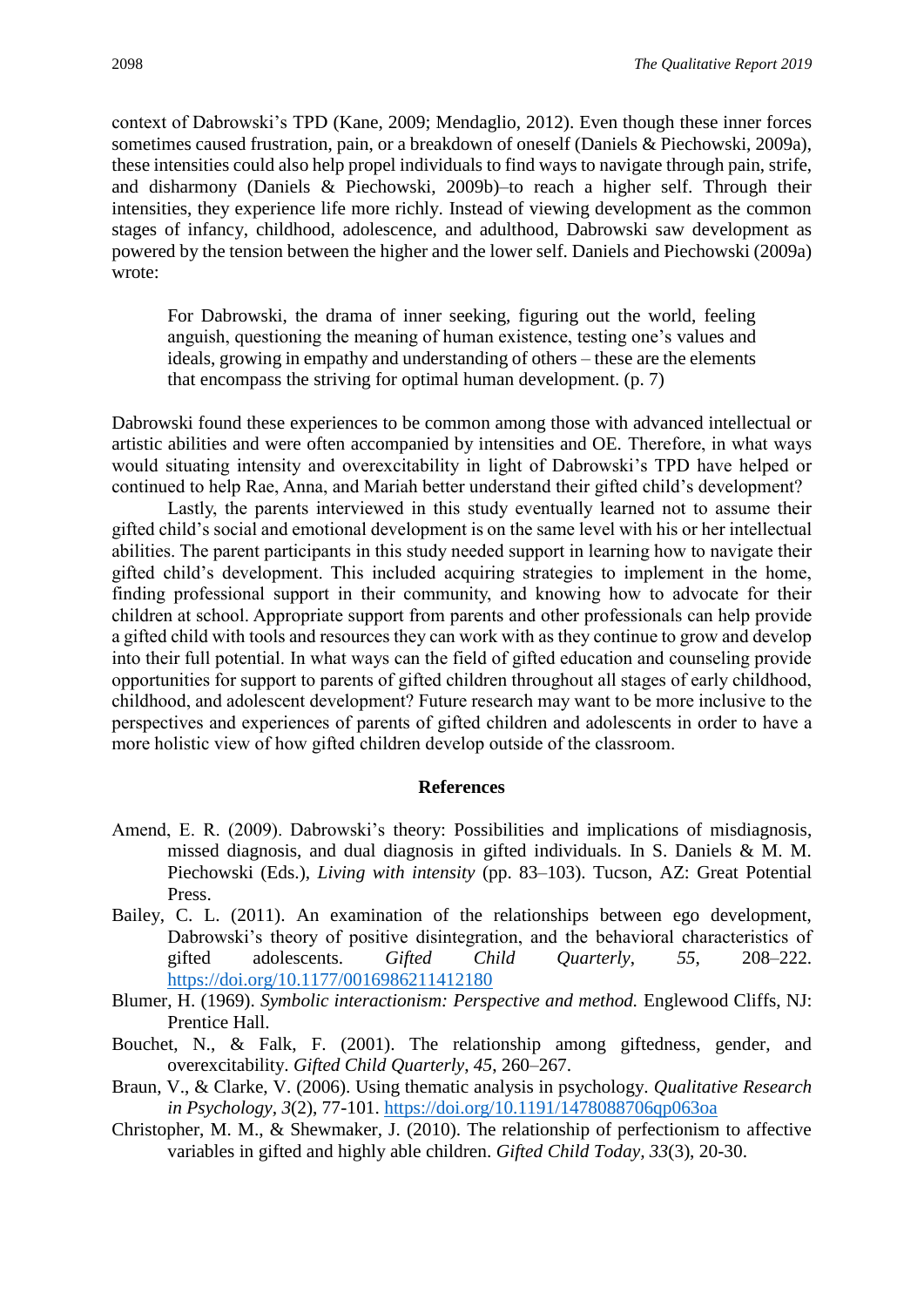context of Dabrowski's TPD (Kane, 2009; Mendaglio, 2012). Even though these inner forces sometimes caused frustration, pain, or a breakdown of oneself (Daniels & Piechowski, 2009a), these intensities could also help propel individuals to find ways to navigate through pain, strife, and disharmony (Daniels & Piechowski, 2009b)–to reach a higher self. Through their intensities, they experience life more richly. Instead of viewing development as the common stages of infancy, childhood, adolescence, and adulthood, Dabrowski saw development as powered by the tension between the higher and the lower self. Daniels and Piechowski (2009a) wrote:

> For Dabrowski, the drama of inner seeking, figuring out the world, feeling anguish, questioning the meaning of human existence, testing one's values and ideals, growing in empathy and understanding of others – these are the elements that encompass the striving for optimal human development. (p. 7)

Dabrowski found these experiences to be common among those with advanced intellectual or artistic abilities and were often accompanied by intensities and OE. Therefore, in what ways would situating intensity and overexcitability in light of Dabrowski's TPD have helped or continued to help Rae, Anna, and Mariah better understand their gifted child's development?

Lastly, the parents interviewed in this study eventually learned not to assume their gifted child's social and emotional development is on the same level with his or her intellectual abilities. The parent participants in this study needed support in learning how to navigate their gifted child's development. This included acquiring strategies to implement in the home, finding professional support in their community, and knowing how to advocate for their children at school. Appropriate support from parents and other professionals can help provide a gifted child with tools and resources they can work with as they continue to grow and develop into their full potential. In what ways can the field of gifted education and counseling provide opportunities for support to parents of gifted children throughout all stages of early childhood, childhood, and adolescent development? Future research may want to be more inclusive to the perspectives and experiences of parents of gifted children and adolescents in order to have a more holistic view of how gifted children develop outside of the classroom.

## References

Amend, E. R. (2009). Dabrowski's theory: Possibilities and implications of misdiagnosis, missed diagnosis, and dual diagnosis in gifted individuals. In S. Daniels & M. M. Piechowski (Eds.), *Living with intensity* (pp. 83–103). Tucson, AZ: Great Potential Press.

Bailey, C. L. (2011). An examination of the relationships between ego development, Dabrowski's theory of positive disintegration, and the behavioral characteristics of gifted adolescents. *Gifted Child Quarterly*, *55*, 208–222. https://doi.org/10.1177/0016986211412180

Blumer, H. (1969). *Symbolic interactionism: Perspective and method.* Englewood Cliffs, NJ: Prentice Hall.

Bouchet, N., & Falk, F. (2001). The relationship among giftedness, gender, and overexcitability. *Gifted Child Quarterly*, *45*, 260–267.

Braun, V., & Clarke, V. (2006). Using thematic analysis in psychology. *Qualitative Research in Psychology*, *3*(2), 77-101. https://doi.org/10.1191/1478088706qp063oa

Christopher, M. M., & Shewmaker, J. (2010). The relationship of perfectionism to affective variables in gifted and highly able children. *Gifted Child Today*, *33*(3), 20-30.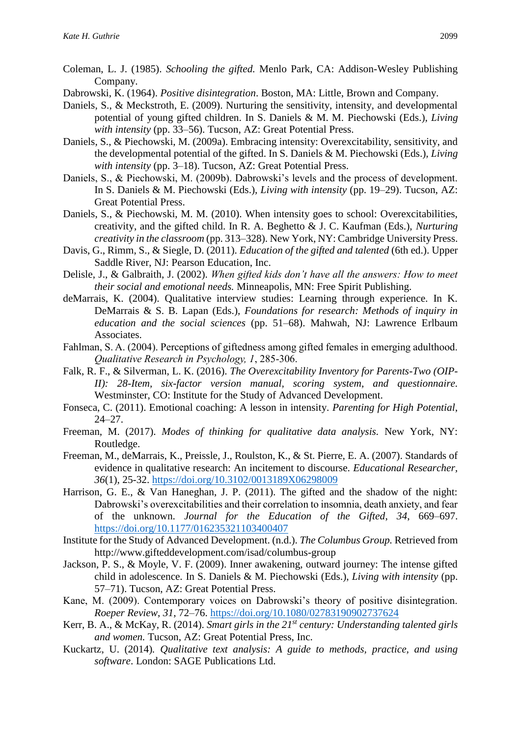Coleman, L. J. (1985). *Schooling the gifted.* Menlo Park, CA: Addison-Wesley Publishing Company.

Dabrowski, K. (1964). *Positive disintegration*. Boston, MA: Little, Brown and Company.

Daniels, S., & Meckstroth, E. (2009). Nurturing the sensitivity, intensity, and developmental potential of young gifted children. In S. Daniels & M. M. Piechowski (Eds.), *Living with intensity* (pp. 33–56). Tucson, AZ: Great Potential Press.

Daniels, S., & Piechowski, M. (2009a). Embracing intensity: Overexcitability, sensitivity, and the developmental potential of the gifted. In S. Daniels & M. Piechowski (Eds.), *Living with intensity* (pp. 3–18). Tucson, AZ: Great Potential Press.

Daniels, S., & Piechowski, M. (2009b). Dabrowski's levels and the process of development. In S. Daniels & M. Piechowski (Eds.), *Living with intensity* (pp. 19–29). Tucson, AZ: Great Potential Press.

Daniels, S., & Piechowski, M. M. (2010). When intensity goes to school: Overexcitabilities, creativity, and the gifted child. In R. A. Beghetto & J. C. Kaufman (Eds.), *Nurturing creativity in the classroom* (pp. 313–328). New York, NY: Cambridge University Press.

Davis, G., Rimm, S., & Siegle, D. (2011). *Education of the gifted and talented* (6th ed.). Upper Saddle River, NJ: Pearson Education, Inc.

Delisle, J., & Galbraith, J. (2002). *When gifted kids don't have all the answers: How to meet their social and emotional needs.* Minneapolis, MN: Free Spirit Publishing.

deMarrais, K. (2004). Qualitative interview studies: Learning through experience. In K. DeMarrais & S. B. Lapan (Eds.), *Foundations for research: Methods of inquiry in education and the social sciences* (pp. 51–68). Mahwah, NJ: Lawrence Erlbaum Associates.

Fahlman, S. A. (2004). Perceptions of giftedness among gifted females in emerging adulthood. *Qualitative Research in Psychology, 1*, 285-306.

Falk, R. F., & Silverman, L. K. (2016). *The Overexcitability Inventory for Parents-Two (OIP-II): 28-Item, six-factor version manual, scoring system, and questionnaire.* Westminster, CO: Institute for the Study of Advanced Development.

Fonseca, C. (2011). Emotional coaching: A lesson in intensity. *Parenting for High Potential*, 24–27.

Freeman, M. (2017). *Modes of thinking for qualitative data analysis.* New York, NY: Routledge.

Freeman, M., deMarrais, K., Preissle, J., Roulston, K., & St. Pierre, E. A. (2007). Standards of evidence in qualitative research: An incitement to discourse. *Educational Researcher*, *36*(1), 25-32. https://doi.org/10.3102/0013189X06298009

Harrison, G. E., & Van Haneghan, J. P. (2011). The gifted and the shadow of the night: Dabrowski's overexcitabilities and their correlation to insomnia, death anxiety, and fear of the unknown. *Journal for the Education of the Gifted*, *34*, 669–697. https://doi.org/10.1177/016235321103400407

Institute for the Study of Advanced Development. (n.d.). *The Columbus Group.* Retrieved from http://www.gifteddevelopment.com/isad/columbus-group

Jackson, P. S., & Moyle, V. F. (2009). Inner awakening, outward journey: The intense gifted child in adolescence. In S. Daniels & M. Piechowski (Eds.), *Living with intensity* (pp. 57–71). Tucson, AZ: Great Potential Press.

Kane, M. (2009). Contemporary voices on Dabrowski's theory of positive disintegration. *Roeper Review*, *31*, 72–76. https://doi.org/10.1080/02783190902737624

Kerr, B. A., & McKay, R. (2014). *Smart girls in the 21st century: Understanding talented girls and women.* Tucson, AZ: Great Potential Press, Inc.

Kuckartz, U. (2014). *Qualitative text analysis: A guide to methods, practice, and using software*. London: SAGE Publications Ltd.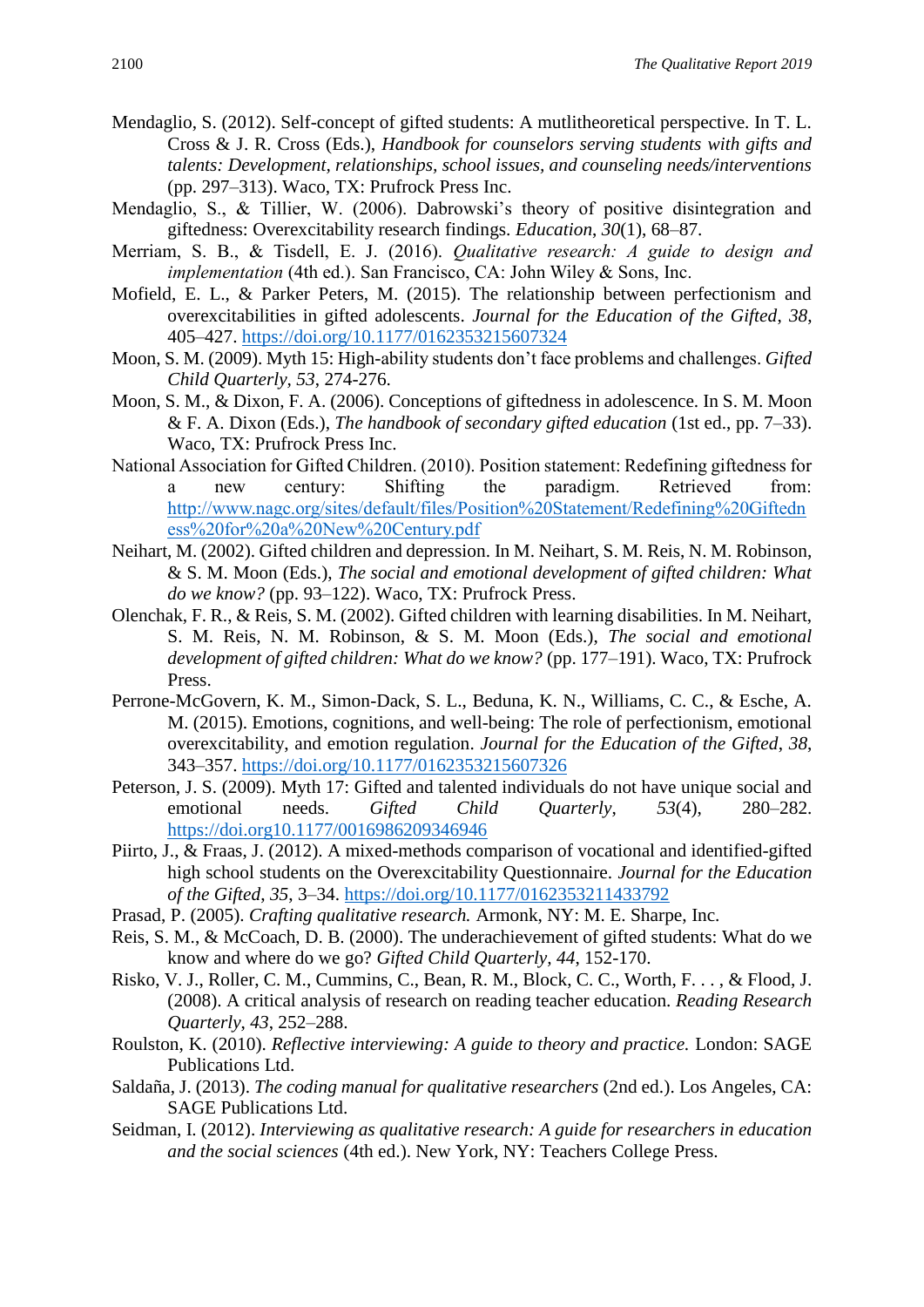Mendaglio, S. (2012). Self-concept of gifted students: A mutlitheoretical perspective. In T. L. Cross & J. R. Cross (Eds.), *Handbook for counselors serving students with gifts and talents: Development, relationships, school issues, and counseling needs/interventions* (pp. 297–313). Waco, TX: Prufrock Press Inc.

Mendaglio, S., & Tillier, W. (2006). Dabrowski's theory of positive disintegration and giftedness: Overexcitability research findings. *Education*, *30*(1), 68–87.

Merriam, S. B., & Tisdell, E. J. (2016). *Qualitative research: A guide to design and implementation* (4th ed.). San Francisco, CA: John Wiley & Sons, Inc.

Mofield, E. L., & Parker Peters, M. (2015). The relationship between perfectionism and overexcitabilities in gifted adolescents. *Journal for the Education of the Gifted*, *38*, 405–427. https://doi.org/10.1177/0162353215607324

Moon, S. M. (2009). Myth 15: High-ability students don't face problems and challenges. *Gifted Child Quarterly, 53*, 274-276.

Moon, S. M., & Dixon, F. A. (2006). Conceptions of giftedness in adolescence. In S. M. Moon & F. A. Dixon (Eds.), *The handbook of secondary gifted education* (1st ed., pp. 7–33). Waco, TX: Prufrock Press Inc.

National Association for Gifted Children. (2010). Position statement: Redefining giftedness for a new century: Shifting the paradigm. Retrieved from: http://www.nagc.org/sites/default/files/Position%20Statement/Redefining%20Giftedness%20for%20a%20New%20Century.pdf

Neihart, M. (2002). Gifted children and depression. In M. Neihart, S. M. Reis, N. M. Robinson, & S. M. Moon (Eds.), *The social and emotional development of gifted children: What do we know?* (pp. 93–122). Waco, TX: Prufrock Press.

Olenchak, F. R., & Reis, S. M. (2002). Gifted children with learning disabilities. In M. Neihart, S. M. Reis, N. M. Robinson, & S. M. Moon (Eds.), *The social and emotional development of gifted children: What do we know?* (pp. 177–191). Waco, TX: Prufrock Press.

Perrone-McGovern, K. M., Simon-Dack, S. L., Beduna, K. N., Williams, C. C., & Esche, A. M. (2015). Emotions, cognitions, and well-being: The role of perfectionism, emotional overexcitability, and emotion regulation. *Journal for the Education of the Gifted*, *38*, 343–357. https://doi.org/10.1177/0162353215607326

Peterson, J. S. (2009). Myth 17: Gifted and talented individuals do not have unique social and emotional needs. *Gifted Child Quarterly*, *53*(4), 280–282. https://doi.org10.1177/0016986209346946

Piirto, J., & Fraas, J. (2012). A mixed-methods comparison of vocational and identified-gifted high school students on the Overexcitability Questionnaire. *Journal for the Education of the Gifted*, *35*, 3–34. https://doi.org/10.1177/0162353211433792

Prasad, P. (2005). *Crafting qualitative research.* Armonk, NY: M. E. Sharpe, Inc.

Reis, S. M., & McCoach, D. B. (2000). The underachievement of gifted students: What do we know and where do we go? *Gifted Child Quarterly, 44*, 152-170.

Risko, V. J., Roller, C. M., Cummins, C., Bean, R. M., Block, C. C., Worth, F. . . , & Flood, J. (2008). A critical analysis of research on reading teacher education. *Reading Research Quarterly*, *43*, 252–288.

Roulston, K. (2010). *Reflective interviewing: A guide to theory and practice.* London: SAGE Publications Ltd.

Saldaña, J. (2013). *The coding manual for qualitative researchers* (2nd ed.). Los Angeles, CA: SAGE Publications Ltd.

Seidman, I. (2012). *Interviewing as qualitative research: A guide for researchers in education and the social sciences* (4th ed.). New York, NY: Teachers College Press.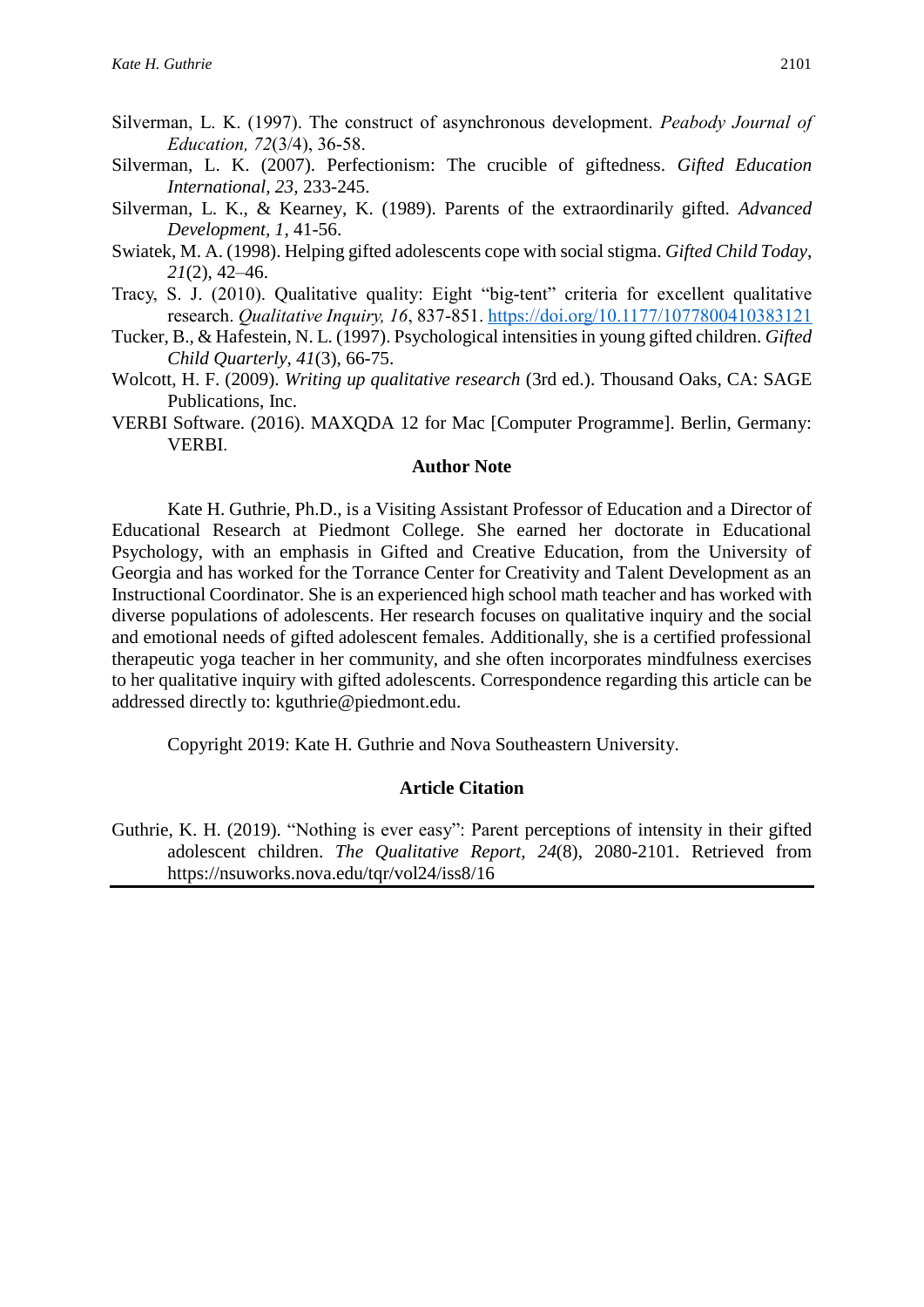Silverman, L. K. (1997). The construct of asynchronous development. *Peabody Journal of Education, 72*(3/4), 36-58.

Silverman, L. K. (2007). Perfectionism: The crucible of giftedness. *Gifted Education International*, *23*, 233-245.

Silverman, L. K., & Kearney, K. (1989). Parents of the extraordinarily gifted. *Advanced Development*, *1*, 41-56.

Swiatek, M. A. (1998). Helping gifted adolescents cope with social stigma. *Gifted Child Today*, *21*(2), 42–46.

Tracy, S. J. (2010). Qualitative quality: Eight "big-tent" criteria for excellent qualitative research. *Qualitative Inquiry, 16*, 837-851. https://doi.org/10.1177/1077800410383121

Tucker, B., & Hafestein, N. L. (1997). Psychological intensities in young gifted children. *Gifted Child Quarterly*, *41*(3), 66-75.

Wolcott, H. F. (2009). *Writing up qualitative research* (3rd ed.). Thousand Oaks, CA: SAGE Publications, Inc.

VERBI Software. (2016). MAXQDA 12 for Mac [Computer Programme]. Berlin, Germany: VERBI.

## Author Note

Kate H. Guthrie, Ph.D., is a Visiting Assistant Professor of Education and a Director of Educational Research at Piedmont College. She earned her doctorate in Educational Psychology, with an emphasis in Gifted and Creative Education, from the University of Georgia and has worked for the Torrance Center for Creativity and Talent Development as an Instructional Coordinator. She is an experienced high school math teacher and has worked with diverse populations of adolescents. Her research focuses on qualitative inquiry and the social and emotional needs of gifted adolescent females. Additionally, she is a certified professional therapeutic yoga teacher in her community, and she often incorporates mindfulness exercises to her qualitative inquiry with gifted adolescents. Correspondence regarding this article can be addressed directly to: kguthrie@piedmont.edu.

Copyright 2019: Kate H. Guthrie and Nova Southeastern University.

## Article Citation

Guthrie, K. H. (2019). "Nothing is ever easy": Parent perceptions of intensity in their gifted adolescent children. *The Qualitative Report, 24*(8), 2080-2101. Retrieved from https://nsuworks.nova.edu/tqr/vol24/iss8/16